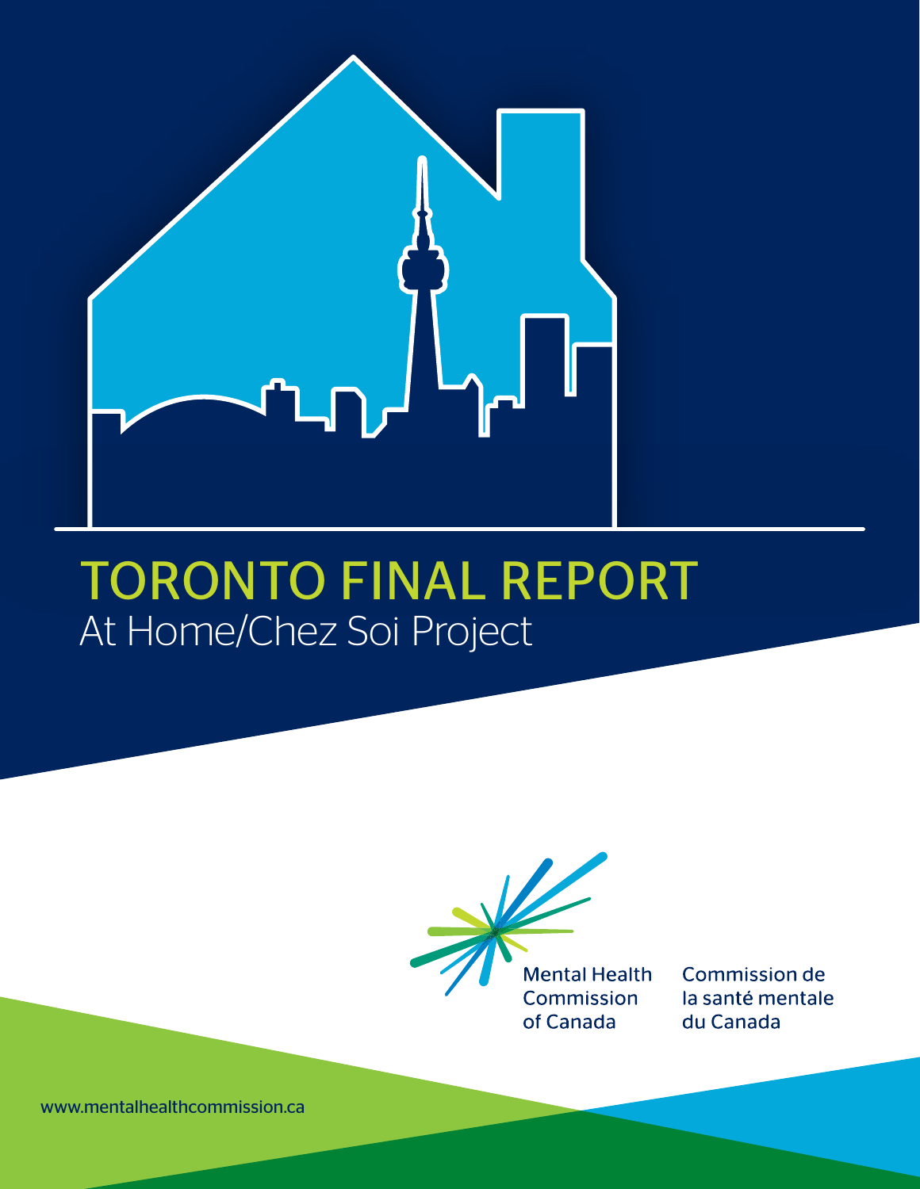# TORONTO FINAL REPORT

## At Home/Chez Soi Project

Mental Health Commission of Canada

Commission de la santé mentale du Canada

www.mentalhealthcommission.ca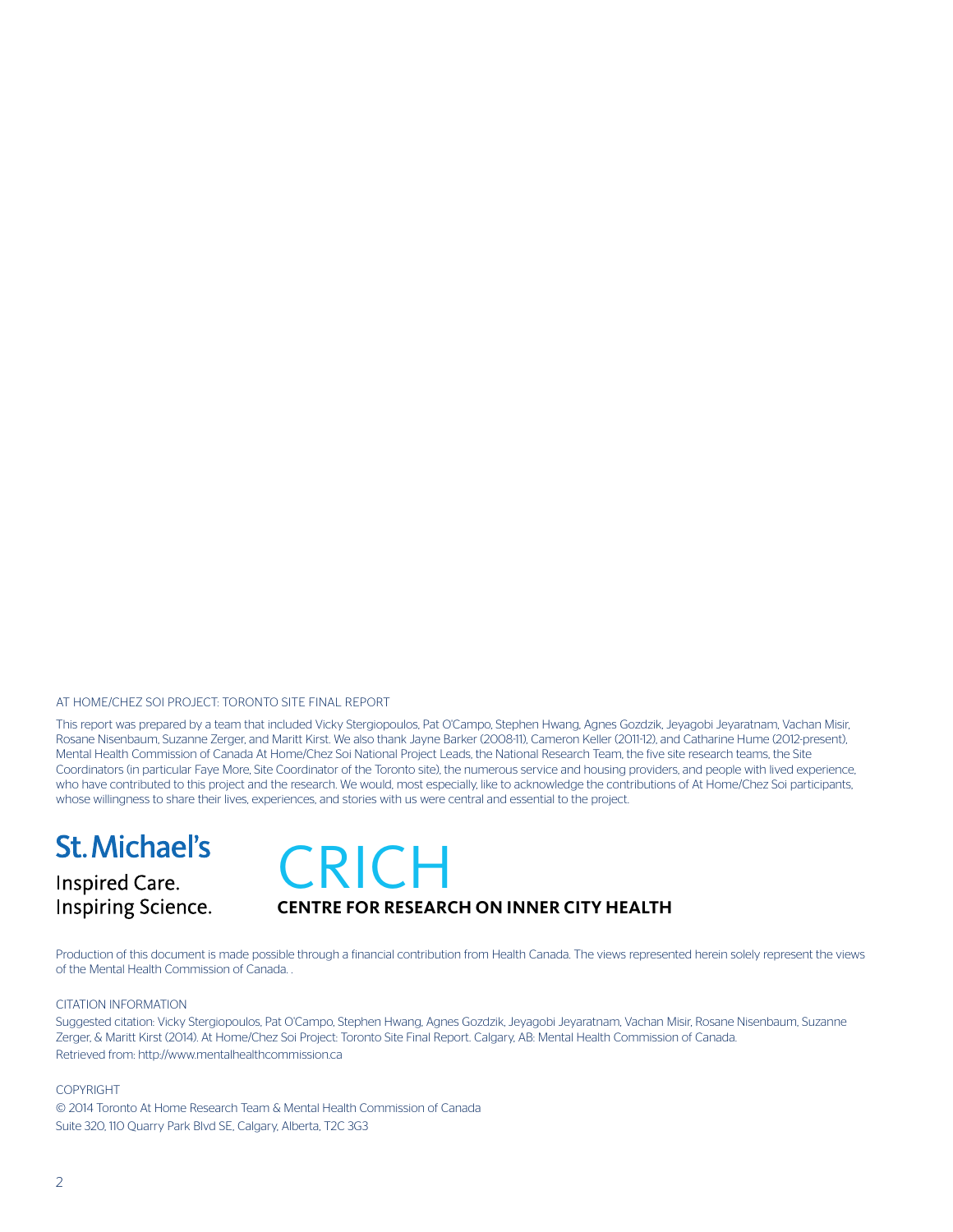AT HOME/CHEZ SOI PROJECT: TORONTO SITE FINAL REPORT

This report was prepared by a team that included Vicky Stergiopoulos, Pat O'Campo, Stephen Hwang, Agnes Gozdzik, Jeyagobi Jeyaratnam, Vachan Misir, Rosane Nisenbaum, Suzanne Zerger, and Maritt Kirst. We also thank Jayne Barker (2008-11), Cameron Keller (2011-12), and Catharine Hume (2012-present), Mental Health Commission of Canada At Home/Chez Soi National Project Leads, the National Research Team, the five site research teams, the Site Coordinators (in particular Faye More, Site Coordinator of the Toronto site), the numerous service and housing providers, and people with lived experience, who have contributed to this project and the research. We would, most especially, like to acknowledge the contributions of At Home/Chez Soi participants, whose willingness to share their lives, experiences, and stories with us were central and essential to the project.

St. Michael's

Inspired Care.
Inspiring Science.

CRICH

**CENTRE FOR RESEARCH ON INNER CITY HEALTH**

Production of this document is made possible through a financial contribution from Health Canada. The views represented herein solely represent the views of the Mental Health Commission of Canada. .

CITATION INFORMATION

Suggested citation: Vicky Stergiopoulos, Pat O'Campo, Stephen Hwang, Agnes Gozdzik, Jeyagobi Jeyaratnam, Vachan Misir, Rosane Nisenbaum, Suzanne Zerger, & Maritt Kirst (2014). At Home/Chez Soi Project: Toronto Site Final Report. Calgary, AB: Mental Health Commission of Canada.
Retrieved from: http://www.mentalhealthcommission.ca

COPYRIGHT

© 2014 Toronto At Home Research Team & Mental Health Commission of Canada
Suite 320, 110 Quarry Park Blvd SE, Calgary, Alberta, T2C 3G3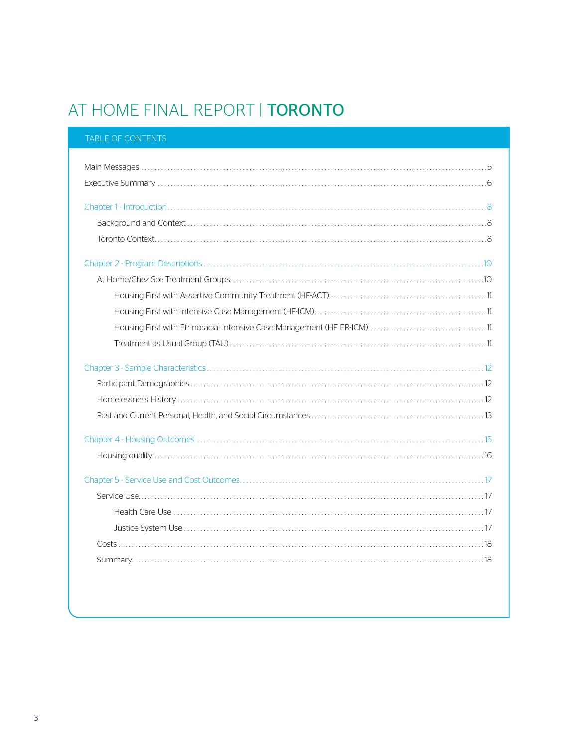# AT HOME FINAL REPORT | **TORONTO**

## TABLE OF CONTENTS

Main Messages .....5

Executive Summary .....6

Chapter 1 - Introduction .....8

- Background and Context .....8
- Toronto Context .....8

Chapter 2 - Program Descriptions .....10

- At Home/Chez Soi: Treatment Groups .....10
  - Housing First with Assertive Community Treatment (HF-ACT) .....11
  - Housing First with Intensive Case Management (HF-ICM) .....11
  - Housing First with Ethnoracial Intensive Case Management (HF ER-ICM) .....11
  - Treatment as Usual Group (TAU) .....11

Chapter 3 - Sample Characteristics .....12

- Participant Demographics .....12
- Homelessness History .....12
- Past and Current Personal, Health, and Social Circumstances .....13

Chapter 4 - Housing Outcomes .....15

- Housing quality .....16

Chapter 5 - Service Use and Cost Outcomes .....17

- Service Use .....17
  - Health Care Use .....17
  - Justice System Use .....17
- Costs .....18
- Summary .....18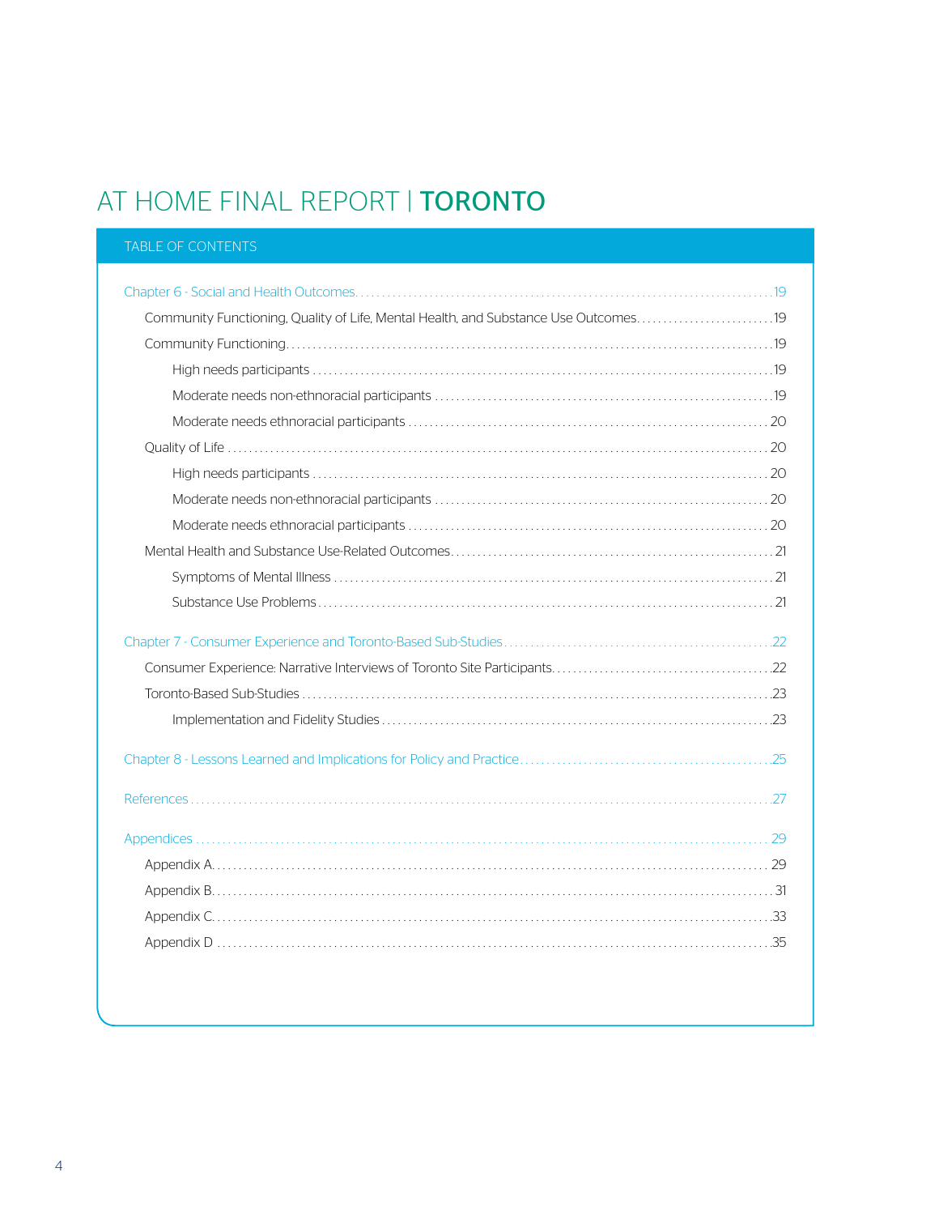# AT HOME FINAL REPORT | **TORONTO**

## TABLE OF CONTENTS

Chapter 6 - Social and Health Outcomes .......... 19

- Community Functioning, Quality of Life, Mental Health, and Substance Use Outcomes .......... 19
- Community Functioning .......... 19
  - High needs participants .......... 19
  - Moderate needs non-ethnoracial participants .......... 19
  - Moderate needs ethnoracial participants .......... 20
- Quality of Life .......... 20
  - High needs participants .......... 20
  - Moderate needs non-ethnoracial participants .......... 20
  - Moderate needs ethnoracial participants .......... 20
- Mental Health and Substance Use-Related Outcomes .......... 21
  - Symptoms of Mental Illness .......... 21
  - Substance Use Problems .......... 21

Chapter 7 - Consumer Experience and Toronto-Based Sub-Studies .......... 22

- Consumer Experience: Narrative Interviews of Toronto Site Participants .......... 22
- Toronto-Based Sub-Studies .......... 23
  - Implementation and Fidelity Studies .......... 23

Chapter 8 - Lessons Learned and Implications for Policy and Practice .......... 25

References .......... 27

Appendices .......... 29

- Appendix A .......... 29
- Appendix B .......... 31
- Appendix C .......... 33
- Appendix D .......... 35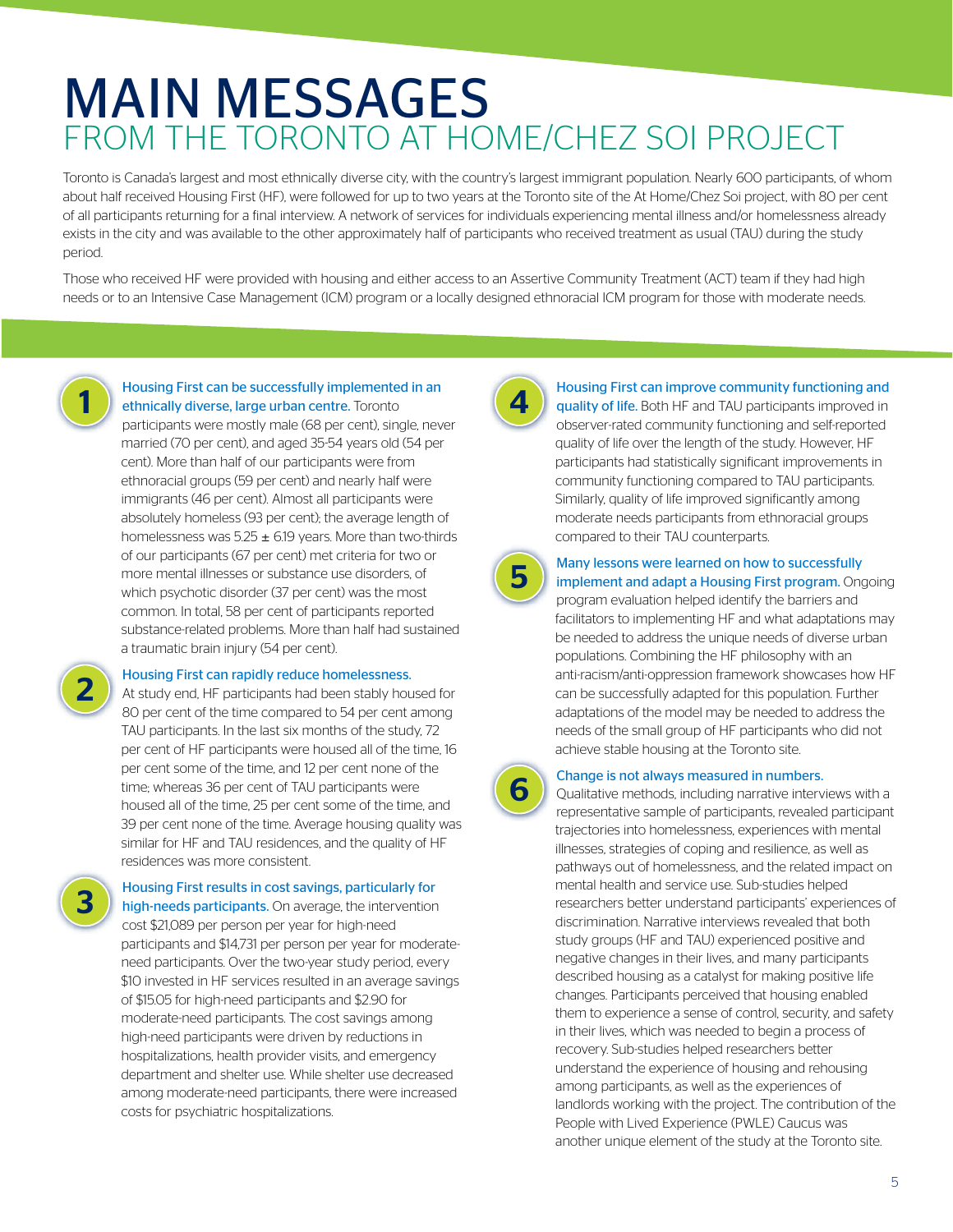# MAIN MESSAGES
## FROM THE TORONTO AT HOME/CHEZ SOI PROJECT

Toronto is Canada's largest and most ethnically diverse city, with the country's largest immigrant population. Nearly 600 participants, of whom about half received Housing First (HF), were followed for up to two years at the Toronto site of the At Home/Chez Soi project, with 80 per cent of all participants returning for a final interview. A network of services for individuals experiencing mental illness and/or homelessness already exists in the city and was available to the other approximately half of participants who received treatment as usual (TAU) during the study period.

Those who received HF were provided with housing and either access to an Assertive Community Treatment (ACT) team if they had high needs or to an Intensive Case Management (ICM) program or a locally designed ethnoracial ICM program for those with moderate needs.

**1. Housing First can be successfully implemented in an ethnically diverse, large urban centre.** Toronto participants were mostly male (68 per cent), single, never married (70 per cent), and aged 35-54 years old (54 per cent). More than half of our participants were from ethnoracial groups (59 per cent) and nearly half were immigrants (46 per cent). Almost all participants were absolutely homeless (93 per cent); the average length of homelessness was 5.25 ± 6.19 years. More than two-thirds of our participants (67 per cent) met criteria for two or more mental illnesses or substance use disorders, of which psychotic disorder (37 per cent) was the most common. In total, 58 per cent of participants reported substance-related problems. More than half had sustained a traumatic brain injury (54 per cent).

**2. Housing First can rapidly reduce homelessness.** At study end, HF participants had been stably housed for 80 per cent of the time compared to 54 per cent among TAU participants. In the last six months of the study, 72 per cent of HF participants were housed all of the time, 16 per cent some of the time, and 12 per cent none of the time; whereas 36 per cent of TAU participants were housed all of the time, 25 per cent some of the time, and 39 per cent none of the time. Average housing quality was similar for HF and TAU residences, and the quality of HF residences was more consistent.

**3. Housing First results in cost savings, particularly for high-needs participants.** On average, the intervention cost $21,089 per person per year for high-need participants and $14,731 per person per year for moderate-need participants. Over the two-year study period, every $10 invested in HF services resulted in an average savings of $15.05 for high-need participants and $2.90 for moderate-need participants. The cost savings among high-need participants were driven by reductions in hospitalizations, health provider visits, and emergency department and shelter use. While shelter use decreased among moderate-need participants, there were increased costs for psychiatric hospitalizations.

**4. Housing First can improve community functioning and quality of life.** Both HF and TAU participants improved in observer-rated community functioning and self-reported quality of life over the length of the study. However, HF participants had statistically significant improvements in community functioning compared to TAU participants. Similarly, quality of life improved significantly among moderate needs participants from ethnoracial groups compared to their TAU counterparts.

**5. Many lessons were learned on how to successfully implement and adapt a Housing First program.** Ongoing program evaluation helped identify the barriers and facilitators to implementing HF and what adaptations may be needed to address the unique needs of diverse urban populations. Combining the HF philosophy with an anti-racism/anti-oppression framework showcases how HF can be successfully adapted for this population. Further adaptations of the model may be needed to address the needs of the small group of HF participants who did not achieve stable housing at the Toronto site.

**6. Change is not always measured in numbers.** Qualitative methods, including narrative interviews with a representative sample of participants, revealed participant trajectories into homelessness, experiences with mental illnesses, strategies of coping and resilience, as well as pathways out of homelessness, and the related impact on mental health and service use. Sub-studies helped researchers better understand participants' experiences of discrimination. Narrative interviews revealed that both study groups (HF and TAU) experienced positive and negative changes in their lives, and many participants described housing as a catalyst for making positive life changes. Participants perceived that housing enabled them to experience a sense of control, security, and safety in their lives, which was needed to begin a process of recovery. Sub-studies helped researchers better understand the experience of housing and rehousing among participants, as well as the experiences of landlords working with the project. The contribution of the People with Lived Experience (PWLE) Caucus was another unique element of the study at the Toronto site.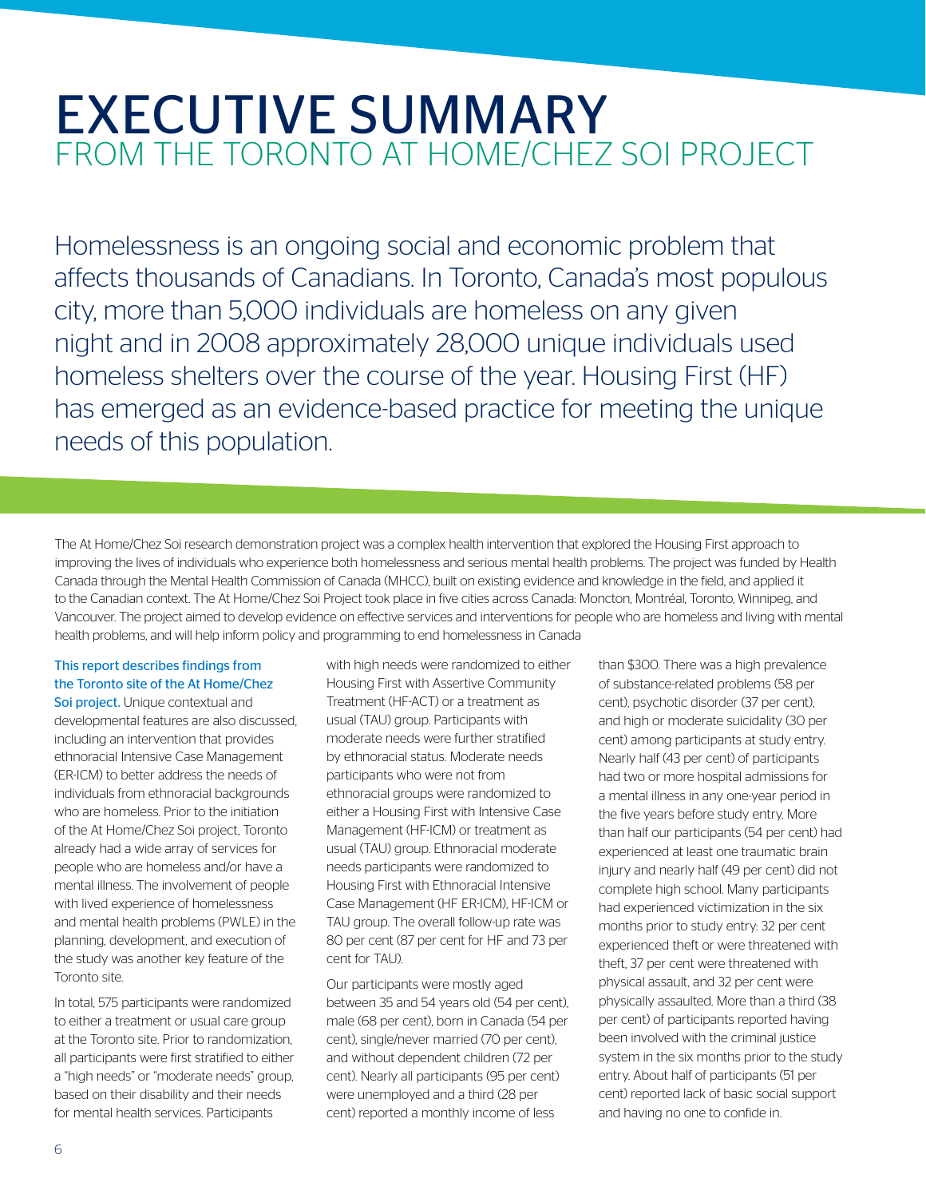# EXECUTIVE SUMMARY

## FROM THE TORONTO AT HOME/CHEZ SOI PROJECT

Homelessness is an ongoing social and economic problem that affects thousands of Canadians. In Toronto, Canada's most populous city, more than 5,000 individuals are homeless on any given night and in 2008 approximately 28,000 unique individuals used homeless shelters over the course of the year. Housing First (HF) has emerged as an evidence-based practice for meeting the unique needs of this population.

The At Home/Chez Soi research demonstration project was a complex health intervention that explored the Housing First approach to improving the lives of individuals who experience both homelessness and serious mental health problems. The project was funded by Health Canada through the Mental Health Commission of Canada (MHCC), built on existing evidence and knowledge in the field, and applied it to the Canadian context. The At Home/Chez Soi Project took place in five cities across Canada: Moncton, Montréal, Toronto, Winnipeg, and Vancouver. The project aimed to develop evidence on effective services and interventions for people who are homeless and living with mental health problems, and will help inform policy and programming to end homelessness in Canada

This report describes findings from the Toronto site of the At Home/Chez Soi project. Unique contextual and developmental features are also discussed, including an intervention that provides ethnoracial Intensive Case Management (ER-ICM) to better address the needs of individuals from ethnoracial backgrounds who are homeless. Prior to the initiation of the At Home/Chez Soi project, Toronto already had a wide array of services for people who are homeless and/or have a mental illness. The involvement of people with lived experience of homelessness and mental health problems (PWLE) in the planning, development, and execution of the study was another key feature of the Toronto site.

In total, 575 participants were randomized to either a treatment or usual care group at the Toronto site. Prior to randomization, all participants were first stratified to either a "high needs" or "moderate needs" group, based on their disability and their needs for mental health services. Participants with high needs were randomized to either Housing First with Assertive Community Treatment (HF-ACT) or a treatment as usual (TAU) group. Participants with moderate needs were further stratified by ethnoracial status. Moderate needs participants who were not from ethnoracial groups were randomized to either a Housing First with Intensive Case Management (HF-ICM) or treatment as usual (TAU) group. Ethnoracial moderate needs participants were randomized to Housing First with Ethnoracial Intensive Case Management (HF ER-ICM), HF-ICM or TAU group. The overall follow-up rate was 80 per cent (87 per cent for HF and 73 per cent for TAU).

Our participants were mostly aged between 35 and 54 years old (54 per cent), male (68 per cent), born in Canada (54 per cent), single/never married (70 per cent), and without dependent children (72 per cent). Nearly all participants (95 per cent) were unemployed and a third (28 per cent) reported a monthly income of less than $300. There was a high prevalence of substance-related problems (58 per cent), psychotic disorder (37 per cent), and high or moderate suicidality (30 per cent) among participants at study entry. Nearly half (43 per cent) of participants had two or more hospital admissions for a mental illness in any one-year period in the five years before study entry. More than half our participants (54 per cent) had experienced at least one traumatic brain injury and nearly half (49 per cent) did not complete high school. Many participants had experienced victimization in the six months prior to study entry: 32 per cent experienced theft or were threatened with theft, 37 per cent were threatened with physical assault, and 32 per cent were physically assaulted. More than a third (38 per cent) of participants reported having been involved with the criminal justice system in the six months prior to the study entry. About half of participants (51 per cent) reported lack of basic social support and having no one to confide in.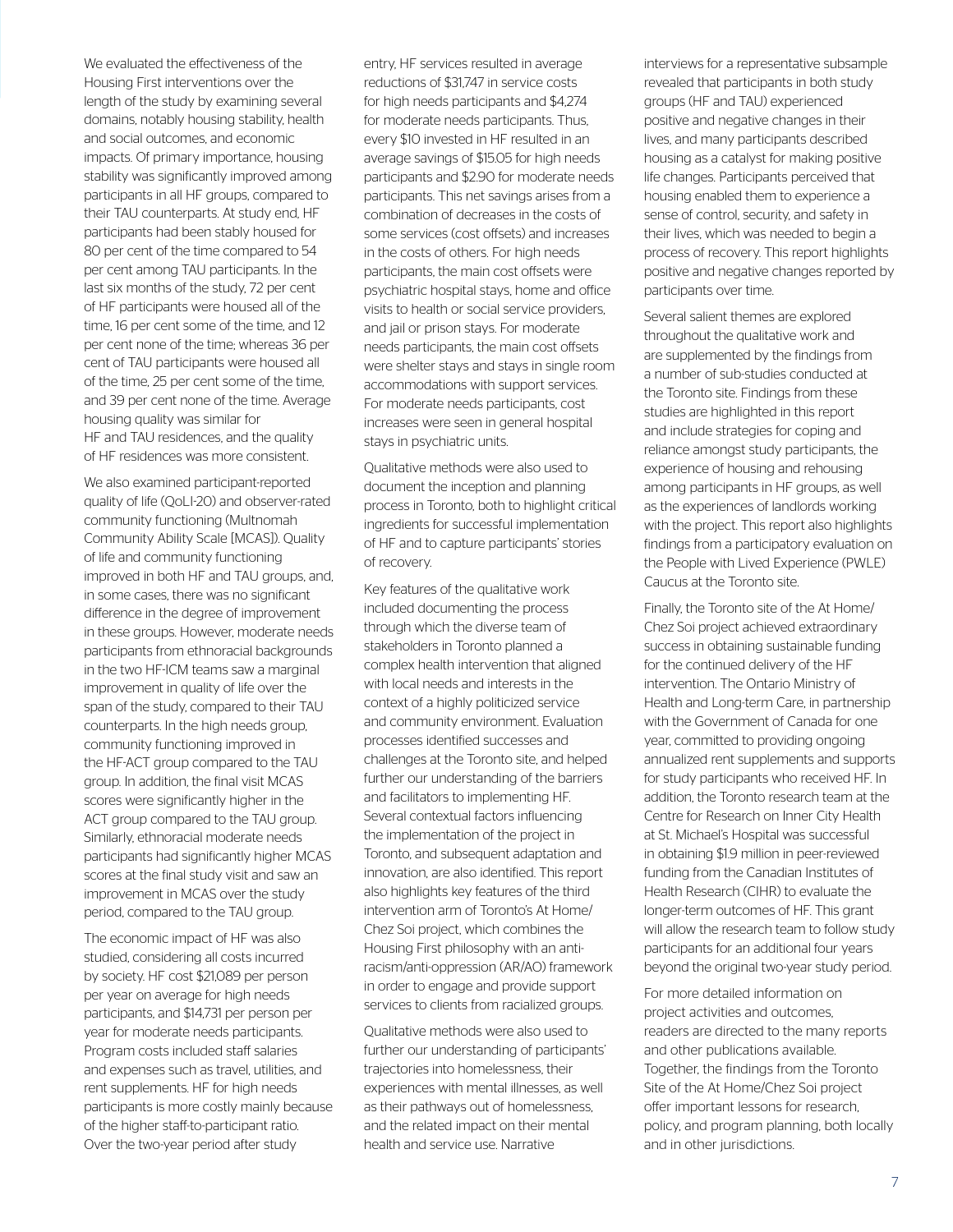We evaluated the effectiveness of the Housing First interventions over the length of the study by examining several domains, notably housing stability, health and social outcomes, and economic impacts. Of primary importance, housing stability was significantly improved among participants in all HF groups, compared to their TAU counterparts. At study end, HF participants had been stably housed for 80 per cent of the time compared to 54 per cent among TAU participants. In the last six months of the study, 72 per cent of HF participants were housed all of the time, 16 per cent some of the time, and 12 per cent none of the time; whereas 36 per cent of TAU participants were housed all of the time, 25 per cent some of the time, and 39 per cent none of the time. Average housing quality was similar for HF and TAU residences, and the quality of HF residences was more consistent.

We also examined participant-reported quality of life (QoLI-20) and observer-rated community functioning (Multnomah Community Ability Scale [MCAS]). Quality of life and community functioning improved in both HF and TAU groups, and, in some cases, there was no significant difference in the degree of improvement in these groups. However, moderate needs participants from ethnoracial backgrounds in the two HF-ICM teams saw a marginal improvement in quality of life over the span of the study, compared to their TAU counterparts. In the high needs group, community functioning improved in the HF-ACT group compared to the TAU group. In addition, the final visit MCAS scores were significantly higher in the ACT group compared to the TAU group. Similarly, ethnoracial moderate needs participants had significantly higher MCAS scores at the final study visit and saw an improvement in MCAS over the study period, compared to the TAU group.

The economic impact of HF was also studied, considering all costs incurred by society. HF cost $21,089 per person per year on average for high needs participants, and $14,731 per person per year for moderate needs participants. Program costs included staff salaries and expenses such as travel, utilities, and rent supplements. HF for high needs participants is more costly mainly because of the higher staff-to-participant ratio. Over the two-year period after study entry, HF services resulted in average reductions of $31,747 in service costs for high needs participants and $4,274 for moderate needs participants. Thus, every $10 invested in HF resulted in an average savings of $15.05 for high needs participants and $2.90 for moderate needs participants. This net savings arises from a combination of decreases in the costs of some services (cost offsets) and increases in the costs of others. For high needs participants, the main cost offsets were psychiatric hospital stays, home and office visits to health or social service providers, and jail or prison stays. For moderate needs participants, the main cost offsets were shelter stays and stays in single room accommodations with support services. For moderate needs participants, cost increases were seen in general hospital stays in psychiatric units.

Qualitative methods were also used to document the inception and planning process in Toronto, both to highlight critical ingredients for successful implementation of HF and to capture participants' stories of recovery.

Key features of the qualitative work included documenting the process through which the diverse team of stakeholders in Toronto planned a complex health intervention that aligned with local needs and interests in the context of a highly politicized service and community environment. Evaluation processes identified successes and challenges at the Toronto site, and helped further our understanding of the barriers and facilitators to implementing HF. Several contextual factors influencing the implementation of the project in Toronto, and subsequent adaptation and innovation, are also identified. This report also highlights key features of the third intervention arm of Toronto's At Home/Chez Soi project, which combines the Housing First philosophy with an anti-racism/anti-oppression (AR/AO) framework in order to engage and provide support services to clients from racialized groups.

Qualitative methods were also used to further our understanding of participants' trajectories into homelessness, their experiences with mental illnesses, as well as their pathways out of homelessness, and the related impact on their mental health and service use. Narrative interviews for a representative subsample revealed that participants in both study groups (HF and TAU) experienced positive and negative changes in their lives, and many participants described housing as a catalyst for making positive life changes. Participants perceived that housing enabled them to experience a sense of control, security, and safety in their lives, which was needed to begin a process of recovery. This report highlights positive and negative changes reported by participants over time.

Several salient themes are explored throughout the qualitative work and are supplemented by the findings from a number of sub-studies conducted at the Toronto site. Findings from these studies are highlighted in this report and include strategies for coping and reliance amongst study participants, the experience of housing and rehousing among participants in HF groups, as well as the experiences of landlords working with the project. This report also highlights findings from a participatory evaluation on the People with Lived Experience (PWLE) Caucus at the Toronto site.

Finally, the Toronto site of the At Home/Chez Soi project achieved extraordinary success in obtaining sustainable funding for the continued delivery of the HF intervention. The Ontario Ministry of Health and Long-term Care, in partnership with the Government of Canada for one year, committed to providing ongoing annualized rent supplements and supports for study participants who received HF. In addition, the Toronto research team at the Centre for Research on Inner City Health at St. Michael's Hospital was successful in obtaining $1.9 million in peer-reviewed funding from the Canadian Institutes of Health Research (CIHR) to evaluate the longer-term outcomes of HF. This grant will allow the research team to follow study participants for an additional four years beyond the original two-year study period.

For more detailed information on project activities and outcomes, readers are directed to the many reports and other publications available. Together, the findings from the Toronto Site of the At Home/Chez Soi project offer important lessons for research, policy, and program planning, both locally and in other jurisdictions.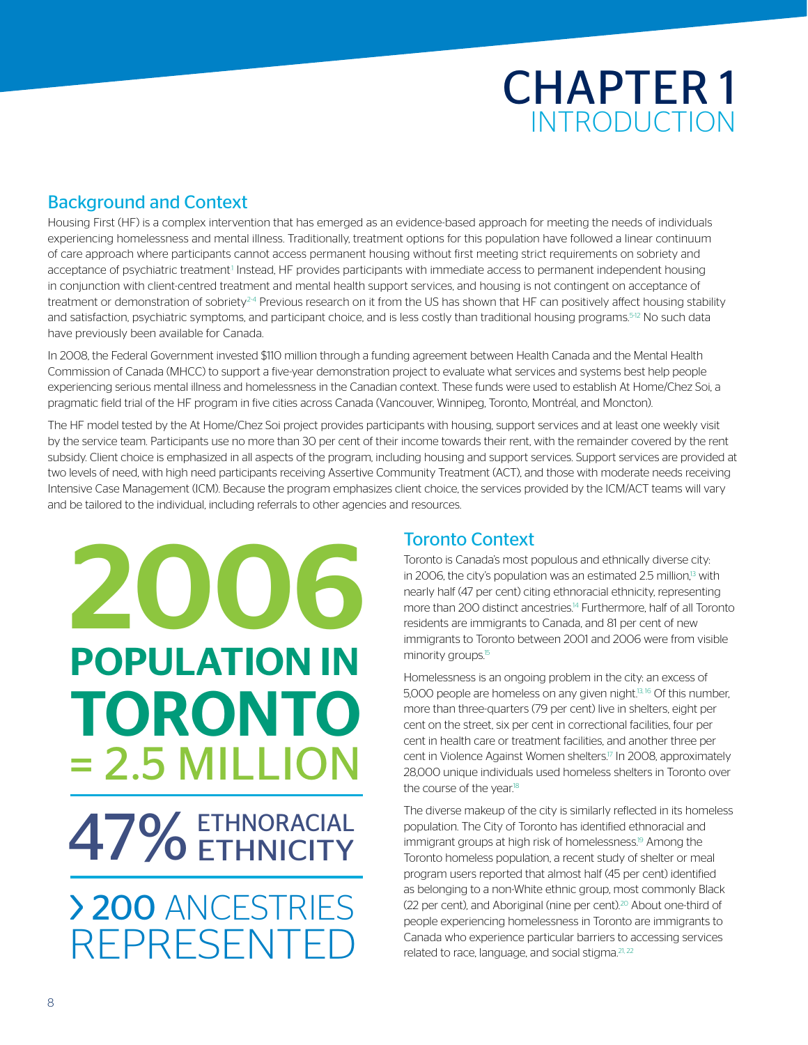# CHAPTER 1 INTRODUCTION

## Background and Context

Housing First (HF) is a complex intervention that has emerged as an evidence-based approach for meeting the needs of individuals experiencing homelessness and mental illness. Traditionally, treatment options for this population have followed a linear continuum of care approach where participants cannot access permanent housing without first meeting strict requirements on sobriety and acceptance of psychiatric treatment[1] Instead, HF provides participants with immediate access to permanent independent housing in conjunction with client-centred treatment and mental health support services, and housing is not contingent on acceptance of treatment or demonstration of sobriety[2-4] Previous research on it from the US has shown that HF can positively affect housing stability and satisfaction, psychiatric symptoms, and participant choice, and is less costly than traditional housing programs.[5-12] No such data have previously been available for Canada.

In 2008, the Federal Government invested $110 million through a funding agreement between Health Canada and the Mental Health Commission of Canada (MHCC) to support a five-year demonstration project to evaluate what services and systems best help people experiencing serious mental illness and homelessness in the Canadian context. These funds were used to establish At Home/Chez Soi, a pragmatic field trial of the HF program in five cities across Canada (Vancouver, Winnipeg, Toronto, Montréal, and Moncton).

The HF model tested by the At Home/Chez Soi project provides participants with housing, support services and at least one weekly visit by the service team. Participants use no more than 30 per cent of their income towards their rent, with the remainder covered by the rent subsidy. Client choice is emphasized in all aspects of the program, including housing and support services. Support services are provided at two levels of need, with high need participants receiving Assertive Community Treatment (ACT), and those with moderate needs receiving Intensive Case Management (ICM). Because the program emphasizes client choice, the services provided by the ICM/ACT teams will vary and be tailored to the individual, including referrals to other agencies and resources.

**2006 POPULATION IN TORONTO = 2.5 MILLION**

**47% ETHNORACIAL ETHNICITY**

**> 200 ANCESTRIES REPRESENTED**

## Toronto Context

Toronto is Canada's most populous and ethnically diverse city: in 2006, the city's population was an estimated 2.5 million,[13] with nearly half (47 per cent) citing ethnoracial ethnicity, representing more than 200 distinct ancestries.[14] Furthermore, half of all Toronto residents are immigrants to Canada, and 81 per cent of new immigrants to Toronto between 2001 and 2006 were from visible minority groups.[15]

Homelessness is an ongoing problem in the city: an excess of 5,000 people are homeless on any given night.[13, 16] Of this number, more than three-quarters (79 per cent) live in shelters, eight per cent on the street, six per cent in correctional facilities, four per cent in health care or treatment facilities, and another three per cent in Violence Against Women shelters.[17] In 2008, approximately 28,000 unique individuals used homeless shelters in Toronto over the course of the year.[18]

The diverse makeup of the city is similarly reflected in its homeless population. The City of Toronto has identified ethnoracial and immigrant groups at high risk of homelessness.[19] Among the Toronto homeless population, a recent study of shelter or meal program users reported that almost half (45 per cent) identified as belonging to a non-White ethnic group, most commonly Black (22 per cent), and Aboriginal (nine per cent).[20] About one-third of people experiencing homelessness in Toronto are immigrants to Canada who experience particular barriers to accessing services related to race, language, and social stigma.[21, 22]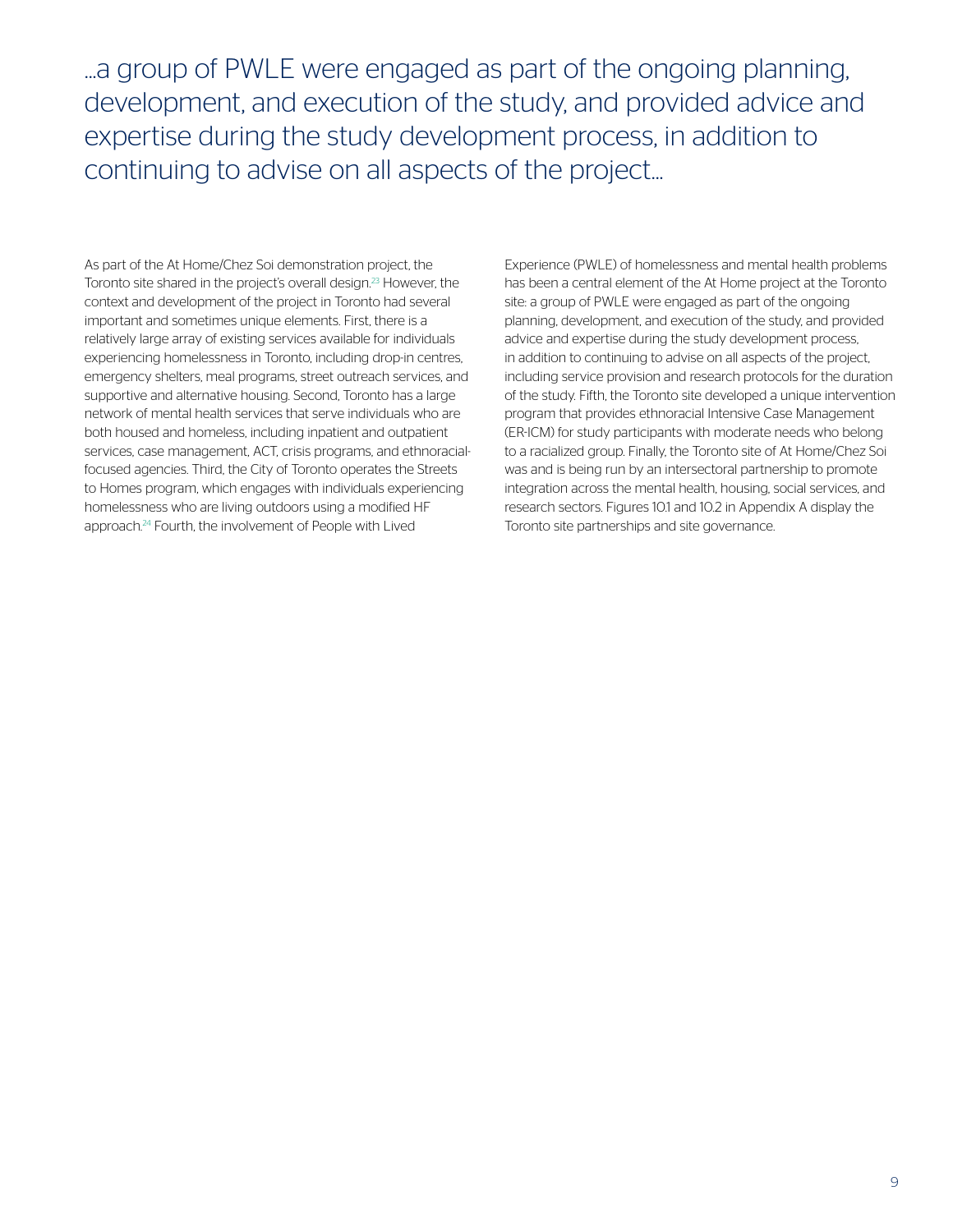> ...a group of PWLE were engaged as part of the ongoing planning, development, and execution of the study, and provided advice and expertise during the study development process, in addition to continuing to advise on all aspects of the project...

As part of the At Home/Chez Soi demonstration project, the Toronto site shared in the project's overall design.[23] However, the context and development of the project in Toronto had several important and sometimes unique elements. First, there is a relatively large array of existing services available for individuals experiencing homelessness in Toronto, including drop-in centres, emergency shelters, meal programs, street outreach services, and supportive and alternative housing. Second, Toronto has a large network of mental health services that serve individuals who are both housed and homeless, including inpatient and outpatient services, case management, ACT, crisis programs, and ethnoracial-focused agencies. Third, the City of Toronto operates the Streets to Homes program, which engages with individuals experiencing homelessness who are living outdoors using a modified HF approach.[24] Fourth, the involvement of People with Lived Experience (PWLE) of homelessness and mental health problems has been a central element of the At Home project at the Toronto site: a group of PWLE were engaged as part of the ongoing planning, development, and execution of the study, and provided advice and expertise during the study development process, in addition to continuing to advise on all aspects of the project, including service provision and research protocols for the duration of the study. Fifth, the Toronto site developed a unique intervention program that provides ethnoracial Intensive Case Management (ER-ICM) for study participants with moderate needs who belong to a racialized group. Finally, the Toronto site of At Home/Chez Soi was and is being run by an intersectoral partnership to promote integration across the mental health, housing, social services, and research sectors. Figures 10.1 and 10.2 in Appendix A display the Toronto site partnerships and site governance.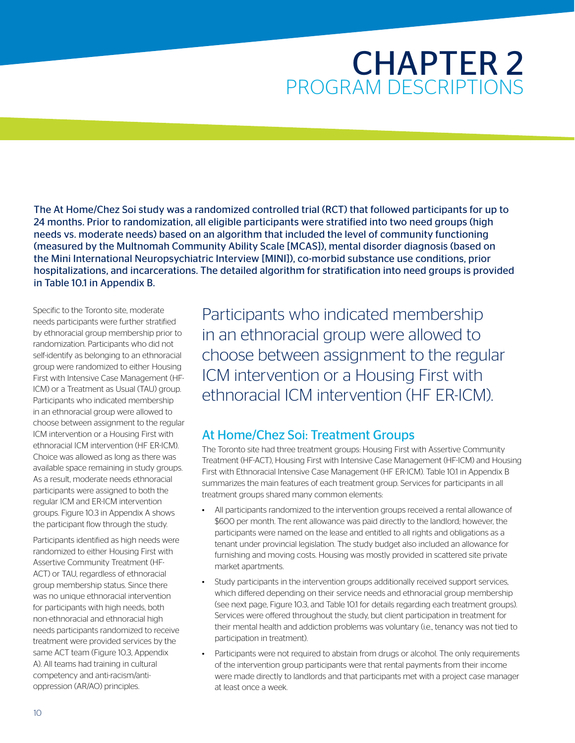# CHAPTER 2
## PROGRAM DESCRIPTIONS

**The At Home/Chez Soi study was a randomized controlled trial (RCT) that followed participants for up to 24 months. Prior to randomization, all eligible participants were stratified into two need groups (high needs vs. moderate needs) based on an algorithm that included the level of community functioning (measured by the Multnomah Community Ability Scale [MCAS]), mental disorder diagnosis (based on the Mini International Neuropsychiatric Interview [MINI]), co-morbid substance use conditions, prior hospitalizations, and incarcerations. The detailed algorithm for stratification into need groups is provided in Table 10.1 in Appendix B.**

Specific to the Toronto site, moderate needs participants were further stratified by ethnoracial group membership prior to randomization. Participants who did not self-identify as belonging to an ethnoracial group were randomized to either Housing First with Intensive Case Management (HF-ICM) or a Treatment as Usual (TAU) group. Participants who indicated membership in an ethnoracial group were allowed to choose between assignment to the regular ICM intervention or a Housing First with ethnoracial ICM intervention (HF ER-ICM). Choice was allowed as long as there was available space remaining in study groups. As a result, moderate needs ethnoracial participants were assigned to both the regular ICM and ER-ICM intervention groups. Figure 10.3 in Appendix A shows the participant flow through the study.

Participants identified as high needs were randomized to either Housing First with Assertive Community Treatment (HF-ACT) or TAU, regardless of ethnoracial group membership status. Since there was no unique ethnoracial intervention for participants with high needs, both non-ethnoracial and ethnoracial high needs participants randomized to receive treatment were provided services by the same ACT team (Figure 10.3, Appendix A). All teams had training in cultural competency and anti-racism/anti-oppression (AR/AO) principles.

> Participants who indicated membership in an ethnoracial group were allowed to choose between assignment to the regular ICM intervention or a Housing First with ethnoracial ICM intervention (HF ER-ICM).

### At Home/Chez Soi: Treatment Groups

The Toronto site had three treatment groups: Housing First with Assertive Community Treatment (HF-ACT), Housing First with Intensive Case Management (HF-ICM) and Housing First with Ethnoracial Intensive Case Management (HF ER-ICM). Table 10.1 in Appendix B summarizes the main features of each treatment group. Services for participants in all treatment groups shared many common elements:

- All participants randomized to the intervention groups received a rental allowance of $600 per month. The rent allowance was paid directly to the landlord; however, the participants were named on the lease and entitled to all rights and obligations as a tenant under provincial legislation. The study budget also included an allowance for furnishing and moving costs. Housing was mostly provided in scattered site private market apartments.
- Study participants in the intervention groups additionally received support services, which differed depending on their service needs and ethnoracial group membership (see next page, Figure 10.3, and Table 10.1 for details regarding each treatment groups). Services were offered throughout the study, but client participation in treatment for their mental health and addiction problems was voluntary (i.e., tenancy was not tied to participation in treatment).
- Participants were not required to abstain from drugs or alcohol. The only requirements of the intervention group participants were that rental payments from their income were made directly to landlords and that participants met with a project case manager at least once a week.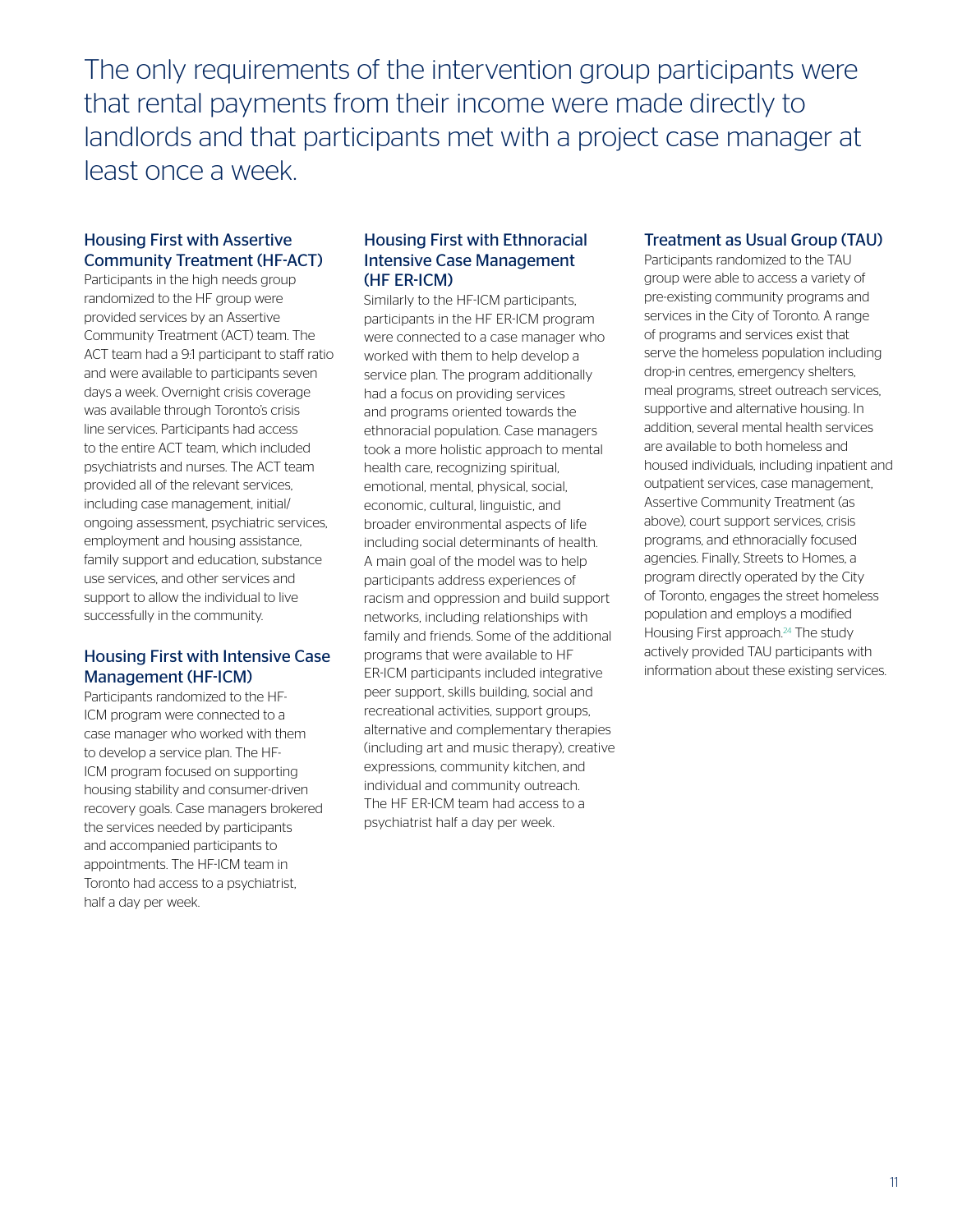The only requirements of the intervention group participants were that rental payments from their income were made directly to landlords and that participants met with a project case manager at least once a week.

### Housing First with Assertive Community Treatment (HF-ACT)

Participants in the high needs group randomized to the HF group were provided services by an Assertive Community Treatment (ACT) team. The ACT team had a 9:1 participant to staff ratio and were available to participants seven days a week. Overnight crisis coverage was available through Toronto's crisis line services. Participants had access to the entire ACT team, which included psychiatrists and nurses. The ACT team provided all of the relevant services, including case management, initial/ongoing assessment, psychiatric services, employment and housing assistance, family support and education, substance use services, and other services and support to allow the individual to live successfully in the community.

### Housing First with Intensive Case Management (HF-ICM)

Participants randomized to the HF-ICM program were connected to a case manager who worked with them to develop a service plan. The HF-ICM program focused on supporting housing stability and consumer-driven recovery goals. Case managers brokered the services needed by participants and accompanied participants to appointments. The HF-ICM team in Toronto had access to a psychiatrist, half a day per week.

### Housing First with Ethnoracial Intensive Case Management (HF ER-ICM)

Similarly to the HF-ICM participants, participants in the HF ER-ICM program were connected to a case manager who worked with them to help develop a service plan. The program additionally had a focus on providing services and programs oriented towards the ethnoracial population. Case managers took a more holistic approach to mental health care, recognizing spiritual, emotional, mental, physical, social, economic, cultural, linguistic, and broader environmental aspects of life including social determinants of health. A main goal of the model was to help participants address experiences of racism and oppression and build support networks, including relationships with family and friends. Some of the additional programs that were available to HF ER-ICM participants included integrative peer support, skills building, social and recreational activities, support groups, alternative and complementary therapies (including art and music therapy), creative expressions, community kitchen, and individual and community outreach. The HF ER-ICM team had access to a psychiatrist half a day per week.

### Treatment as Usual Group (TAU)

Participants randomized to the TAU group were able to access a variety of pre-existing community programs and services in the City of Toronto. A range of programs and services exist that serve the homeless population including drop-in centres, emergency shelters, meal programs, street outreach services, supportive and alternative housing. In addition, several mental health services are available to both homeless and housed individuals, including inpatient and outpatient services, case management, Assertive Community Treatment (as above), court support services, crisis programs, and ethnoracially focused agencies. Finally, Streets to Homes, a program directly operated by the City of Toronto, engages the street homeless population and employs a modified Housing First approach.[24] The study actively provided TAU participants with information about these existing services.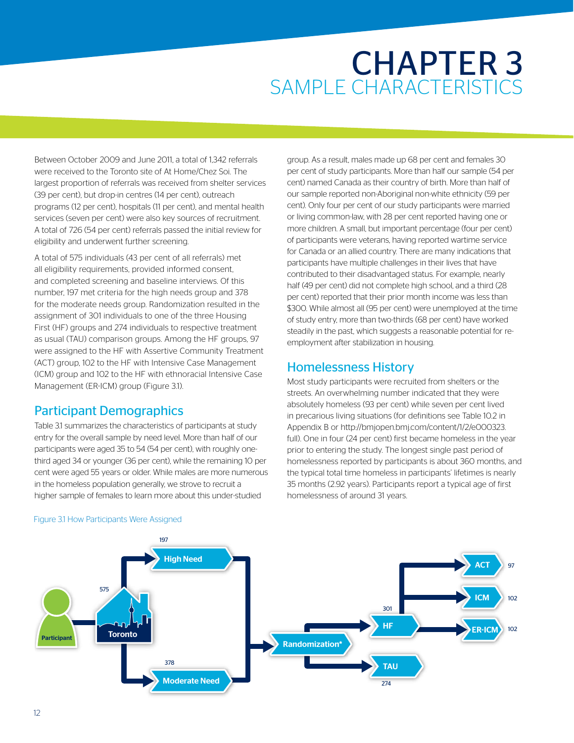# CHAPTER 3
## SAMPLE CHARACTERISTICS

Between October 2009 and June 2011, a total of 1,342 referrals were received to the Toronto site of At Home/Chez Soi. The largest proportion of referrals was received from shelter services (39 per cent), but drop-in centres (14 per cent), outreach programs (12 per cent), hospitals (11 per cent), and mental health services (seven per cent) were also key sources of recruitment. A total of 726 (54 per cent) referrals passed the initial review for eligibility and underwent further screening.

A total of 575 individuals (43 per cent of all referrals) met all eligibility requirements, provided informed consent, and completed screening and baseline interviews. Of this number, 197 met criteria for the high needs group and 378 for the moderate needs group. Randomization resulted in the assignment of 301 individuals to one of the three Housing First (HF) groups and 274 individuals to respective treatment as usual (TAU) comparison groups. Among the HF groups, 97 were assigned to the HF with Assertive Community Treatment (ACT) group, 102 to the HF with Intensive Case Management (ICM) group and 102 to the HF with ethnoracial Intensive Case Management (ER-ICM) group (Figure 3.1).

## Participant Demographics

Table 3.1 summarizes the characteristics of participants at study entry for the overall sample by need level. More than half of our participants were aged 35 to 54 (54 per cent), with roughly one-third aged 34 or younger (36 per cent), while the remaining 10 per cent were aged 55 years or older. While males are more numerous in the homeless population generally, we strove to recruit a higher sample of females to learn more about this under-studied group. As a result, males made up 68 per cent and females 30 per cent of study participants. More than half our sample (54 per cent) named Canada as their country of birth. More than half of our sample reported non-Aboriginal non-white ethnicity (59 per cent). Only four per cent of our study participants were married or living common-law, with 28 per cent reported having one or more children. A small, but important percentage (four per cent) of participants were veterans, having reported wartime service for Canada or an allied country. There are many indications that participants have multiple challenges in their lives that have contributed to their disadvantaged status. For example, nearly half (49 per cent) did not complete high school, and a third (28 per cent) reported that their prior month income was less than $300. While almost all (95 per cent) were unemployed at the time of study entry, more than two-thirds (68 per cent) have worked steadily in the past, which suggests a reasonable potential for re-employment after stabilization in housing.

## Homelessness History

Most study participants were recruited from shelters or the streets. An overwhelming number indicated that they were absolutely homeless (93 per cent) while seven per cent lived in precarious living situations (for definitions see Table 10.2 in Appendix B or http://bmjopen.bmj.com/content/1/2/e000323.full). One in four (24 per cent) first became homeless in the year prior to entering the study. The longest single past period of homelessness reported by participants is about 360 months, and the typical total time homeless in participants' lifetimes is nearly 35 months (2.92 years). Participants report a typical age of first homelessness of around 31 years.

Figure 3.1 How Participants Were Assigned

Participant → Toronto (575) → High Need (197) / Moderate Need (378) → Randomization* → HF (301) / TAU (274); HF → ACT (97), ICM (102), ER-ICM (102)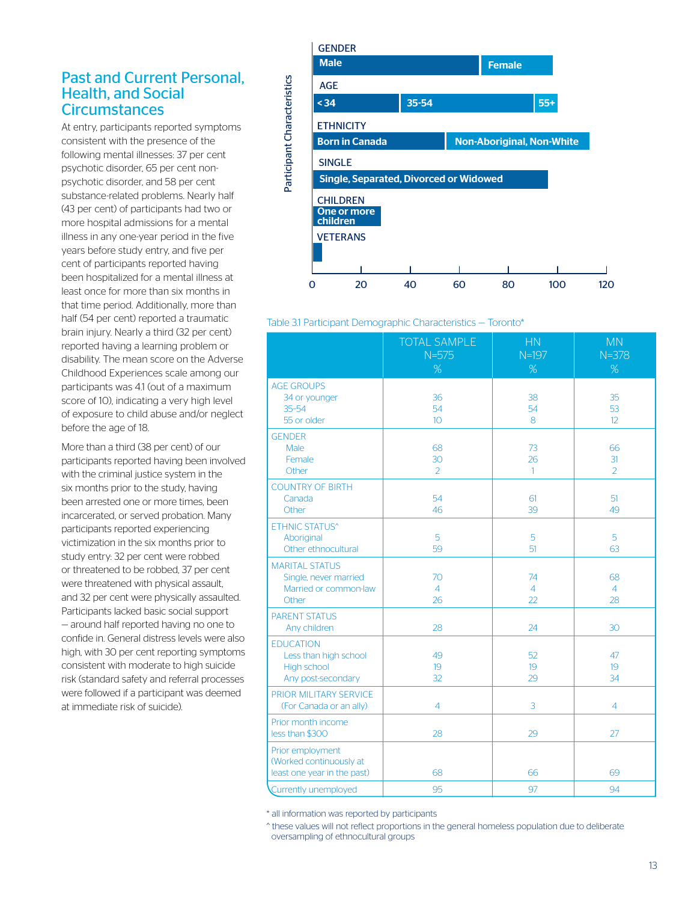## Past and Current Personal, Health, and Social Circumstances

At entry, participants reported symptoms consistent with the presence of the following mental illnesses: 37 per cent psychotic disorder, 65 per cent non-psychotic disorder, and 58 per cent substance-related problems. Nearly half (43 per cent) of participants had two or more hospital admissions for a mental illness in any one-year period in the five years before study entry, and five per cent of participants reported having been hospitalized for a mental illness at least once for more than six months in that time period. Additionally, more than half (54 per cent) reported a traumatic brain injury. Nearly a third (32 per cent) reported having a learning problem or disability. The mean score on the Adverse Childhood Experiences scale among our participants was 4.1 (out of a maximum score of 10), indicating a very high level of exposure to child abuse and/or neglect before the age of 18.

More than a third (38 per cent) of our participants reported having been involved with the criminal justice system in the six months prior to the study, having been arrested one or more times, been incarcerated, or served probation. Many participants reported experiencing victimization in the six months prior to study entry: 32 per cent were robbed or threatened to be robbed, 37 per cent were threatened with physical assault, and 32 per cent were physically assaulted. Participants lacked basic social support – around half reported having no one to confide in. General distress levels were also high, with 30 per cent reporting symptoms consistent with moderate to high suicide risk (standard safety and referral processes were followed if a participant was deemed at immediate risk of suicide).

Participant Characteristics

GENDER: Male | Female
AGE: < 34 | 35-54 | 55+
ETHNICITY: Born in Canada | Non-Aboriginal, Non-White
SINGLE: Single, Separated, Divorced or Widowed
CHILDREN: One or more children
VETERANS

0 20 40 60 80 100 120

Table 3.1 Participant Demographic Characteristics – Toronto*

| | TOTAL SAMPLE N=575 % | HN N=197 % | MN N=378 % |
|---|---|---|---|
| **AGE GROUPS** | | | |
| 34 or younger | 36 | 38 | 35 |
| 35-54 | 54 | 54 | 53 |
| 55 or older | 10 | 8 | 12 |
| **GENDER** | | | |
| Male | 68 | 73 | 66 |
| Female | 30 | 26 | 31 |
| Other | 2 | 1 | 2 |
| **COUNTRY OF BIRTH** | | | |
| Canada | 54 | 61 | 51 |
| Other | 46 | 39 | 49 |
| **ETHNIC STATUS^** | | | |
| Aboriginal | 5 | 5 | 5 |
| Other ethnocultural | 59 | 51 | 63 |
| **MARITAL STATUS** | | | |
| Single, never married | 70 | 74 | 68 |
| Married or common-law | 4 | 4 | 4 |
| Other | 26 | 22 | 28 |
| **PARENT STATUS** | | | |
| Any children | 28 | 24 | 30 |
| **EDUCATION** | | | |
| Less than high school | 49 | 52 | 47 |
| High school | 19 | 19 | 19 |
| Any post-secondary | 32 | 29 | 34 |
| **PRIOR MILITARY SERVICE** (For Canada or an ally) | 4 | 3 | 4 |
| Prior month income less than $300 | 28 | 29 | 27 |
| Prior employment (Worked continuously at least one year in the past) | 68 | 66 | 69 |
| Currently unemployed | 95 | 97 | 94 |

* all information was reported by participants

^ these values will not reflect proportions in the general homeless population due to deliberate oversampling of ethnocultural groups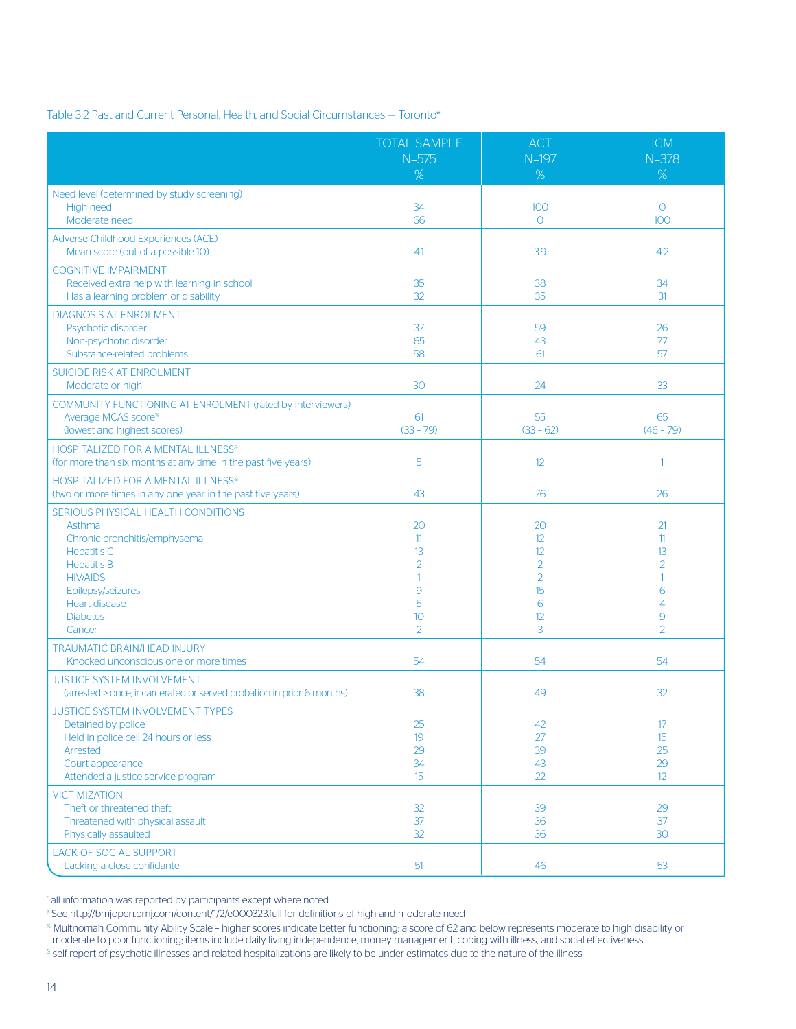Table 3.2 Past and Current Personal, Health, and Social Circumstances — Toronto*

| | TOTAL SAMPLE N=575 % | ACT N=197 % | ICM N=378 % |
|---|---|---|---|
| Need level (determined by study screening) | | | |
| High need | 34 | 100 | 0 |
| Moderate need | 66 | 0 | 100 |
| Adverse Childhood Experiences (ACE) | | | |
| Mean score (out of a possible 10) | 4.1 | 3.9 | 4.2 |
| COGNITIVE IMPAIRMENT | | | |
| Received extra help with learning in school | 35 | 38 | 34 |
| Has a learning problem or disability | 32 | 35 | 31 |
| DIAGNOSIS AT ENROLMENT | | | |
| Psychotic disorder | 37 | 59 | 26 |
| Non-psychotic disorder | 65 | 43 | 77 |
| Substance-related problems | 58 | 61 | 57 |
| SUICIDE RISK AT ENROLMENT | | | |
| Moderate or high | 30 | 24 | 33 |
| COMMUNITY FUNCTIONING AT ENROLMENT (rated by interviewers) | | | |
| Average MCAS score% | 61 | 55 | 65 |
| (lowest and highest scores) | (33 – 79) | (33 – 62) | (46 – 79) |
| HOSPITALIZED FOR A MENTAL ILLNESS& (for more than six months at any time in the past five years) | 5 | 12 | 1 |
| HOSPITALIZED FOR A MENTAL ILLNESS& (two or more times in any one year in the past five years) | 43 | 76 | 26 |
| SERIOUS PHYSICAL HEALTH CONDITIONS | | | |
| Asthma | 20 | 20 | 21 |
| Chronic bronchitis/emphysema | 11 | 12 | 11 |
| Hepatitis C | 13 | 12 | 13 |
| Hepatitis B | 2 | 2 | 2 |
| HIV/AIDS | 1 | 2 | 1 |
| Epilepsy/seizures | 9 | 15 | 6 |
| Heart disease | 5 | 6 | 4 |
| Diabetes | 10 | 12 | 9 |
| Cancer | 2 | 3 | 2 |
| TRAUMATIC BRAIN/HEAD INJURY | | | |
| Knocked unconscious one or more times | 54 | 54 | 54 |
| JUSTICE SYSTEM INVOLVEMENT | | | |
| (arrested > once, incarcerated or served probation in prior 6 months) | 38 | 49 | 32 |
| JUSTICE SYSTEM INVOLVEMENT TYPES | | | |
| Detained by police | 25 | 42 | 17 |
| Held in police cell 24 hours or less | 19 | 27 | 15 |
| Arrested | 29 | 39 | 25 |
| Court appearance | 34 | 43 | 29 |
| Attended a justice service program | 15 | 22 | 12 |
| VICTIMIZATION | | | |
| Theft or threatened theft | 32 | 39 | 29 |
| Threatened with physical assault | 37 | 36 | 37 |
| Physically assaulted | 32 | 36 | 30 |
| LACK OF SOCIAL SUPPORT | | | |
| Lacking a close confidante | 51 | 46 | 53 |

* all information was reported by participants except where noted

# See http://bmjopen.bmj.com/content/1/2/e000323.full for definitions of high and moderate need

% Multnomah Community Ability Scale – higher scores indicate better functioning; a score of 62 and below represents moderate to high disability or moderate to poor functioning; items include daily living independence, money management, coping with illness, and social effectiveness

& self-report of psychotic illnesses and related hospitalizations are likely to be under-estimates due to the nature of the illness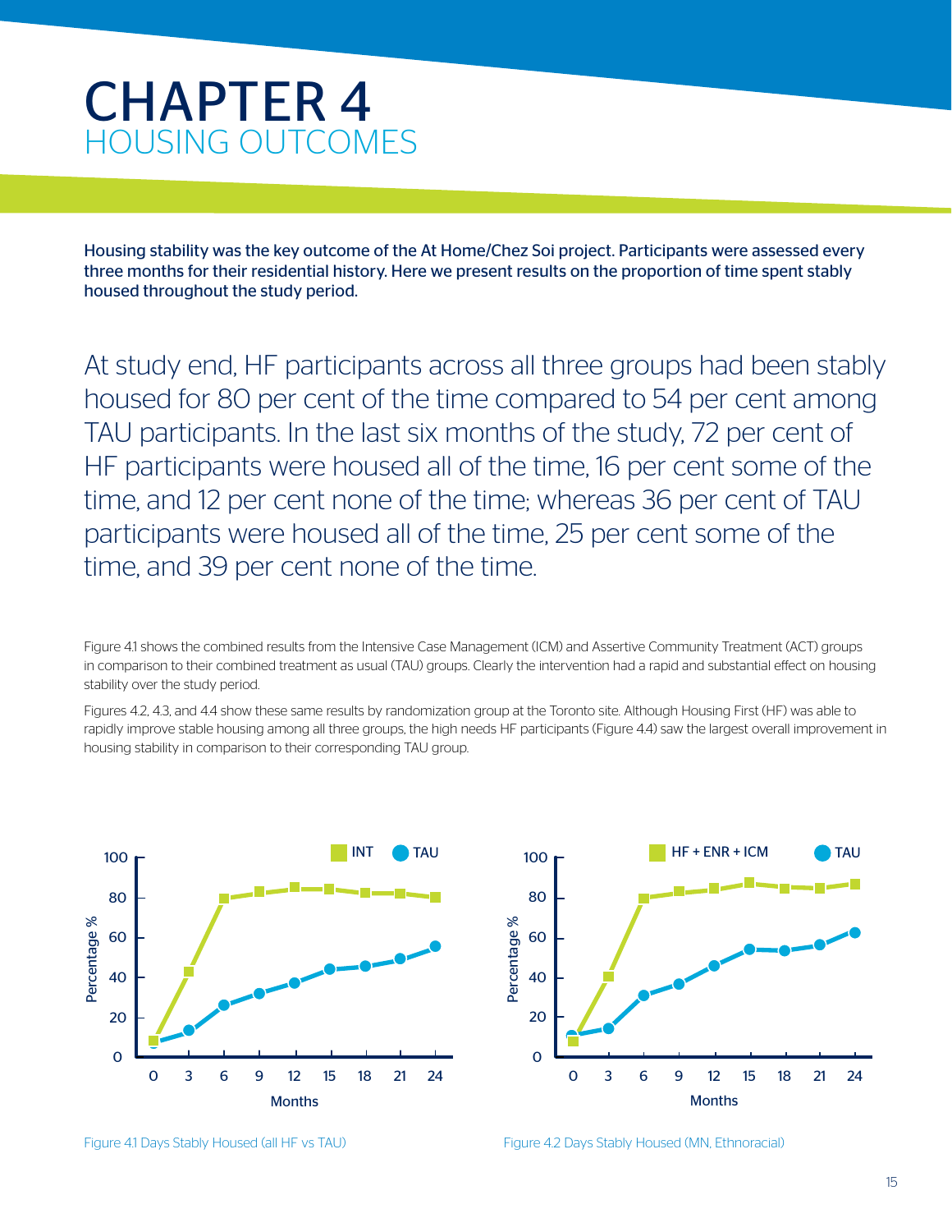# CHAPTER 4
## HOUSING OUTCOMES

**Housing stability was the key outcome of the At Home/Chez Soi project. Participants were assessed every three months for their residential history. Here we present results on the proportion of time spent stably housed throughout the study period.**

At study end, HF participants across all three groups had been stably housed for 80 per cent of the time compared to 54 per cent among TAU participants. In the last six months of the study, 72 per cent of HF participants were housed all of the time, 16 per cent some of the time, and 12 per cent none of the time; whereas 36 per cent of TAU participants were housed all of the time, 25 per cent some of the time, and 39 per cent none of the time.

Figure 4.1 shows the combined results from the Intensive Case Management (ICM) and Assertive Community Treatment (ACT) groups in comparison to their combined treatment as usual (TAU) groups. Clearly the intervention had a rapid and substantial effect on housing stability over the study period.

Figures 4.2, 4.3, and 4.4 show these same results by randomization group at the Toronto site. Although Housing First (HF) was able to rapidly improve stable housing among all three groups, the high needs HF participants (Figure 4.4) saw the largest overall improvement in housing stability in comparison to their corresponding TAU group.

Figure 4.1 Days Stably Housed (all HF vs TAU)

Figure 4.2 Days Stably Housed (MN, Ethnoracial)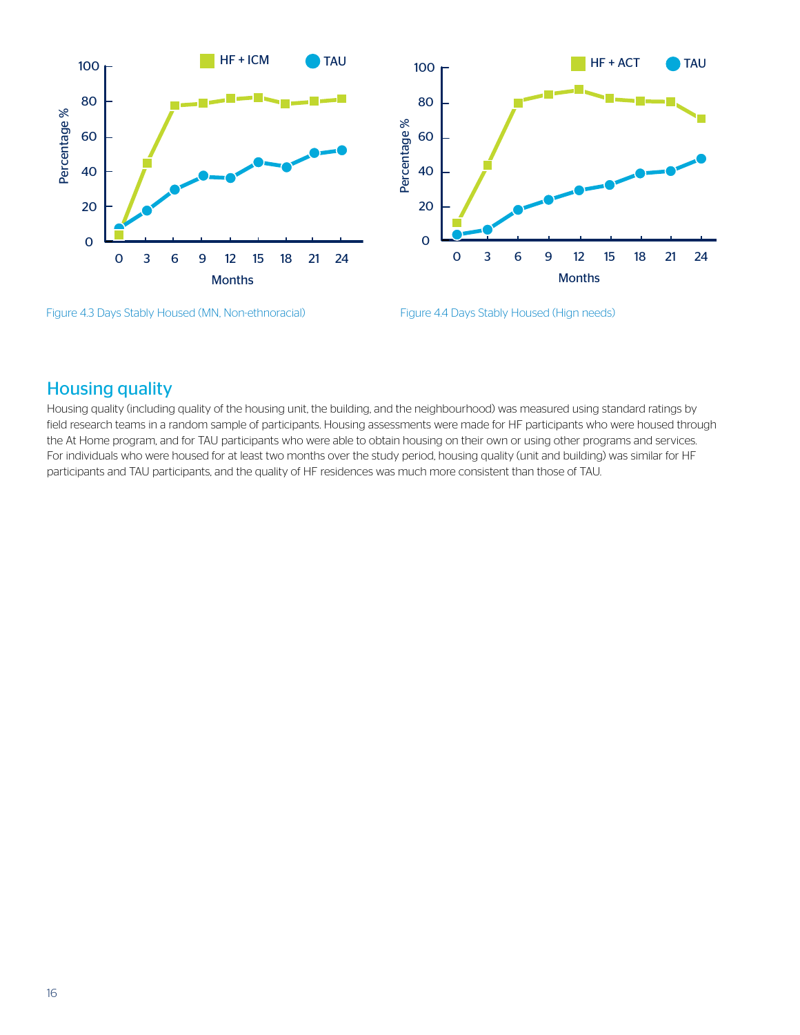Figure 4.3 Days Stably Housed (MN, Non-ethnoracial)

Figure 4.4 Days Stably Housed (Hign needs)

## Housing quality

Housing quality (including quality of the housing unit, the building, and the neighbourhood) was measured using standard ratings by field research teams in a random sample of participants. Housing assessments were made for HF participants who were housed through the At Home program, and for TAU participants who were able to obtain housing on their own or using other programs and services. For individuals who were housed for at least two months over the study period, housing quality (unit and building) was similar for HF participants and TAU participants, and the quality of HF residences was much more consistent than those of TAU.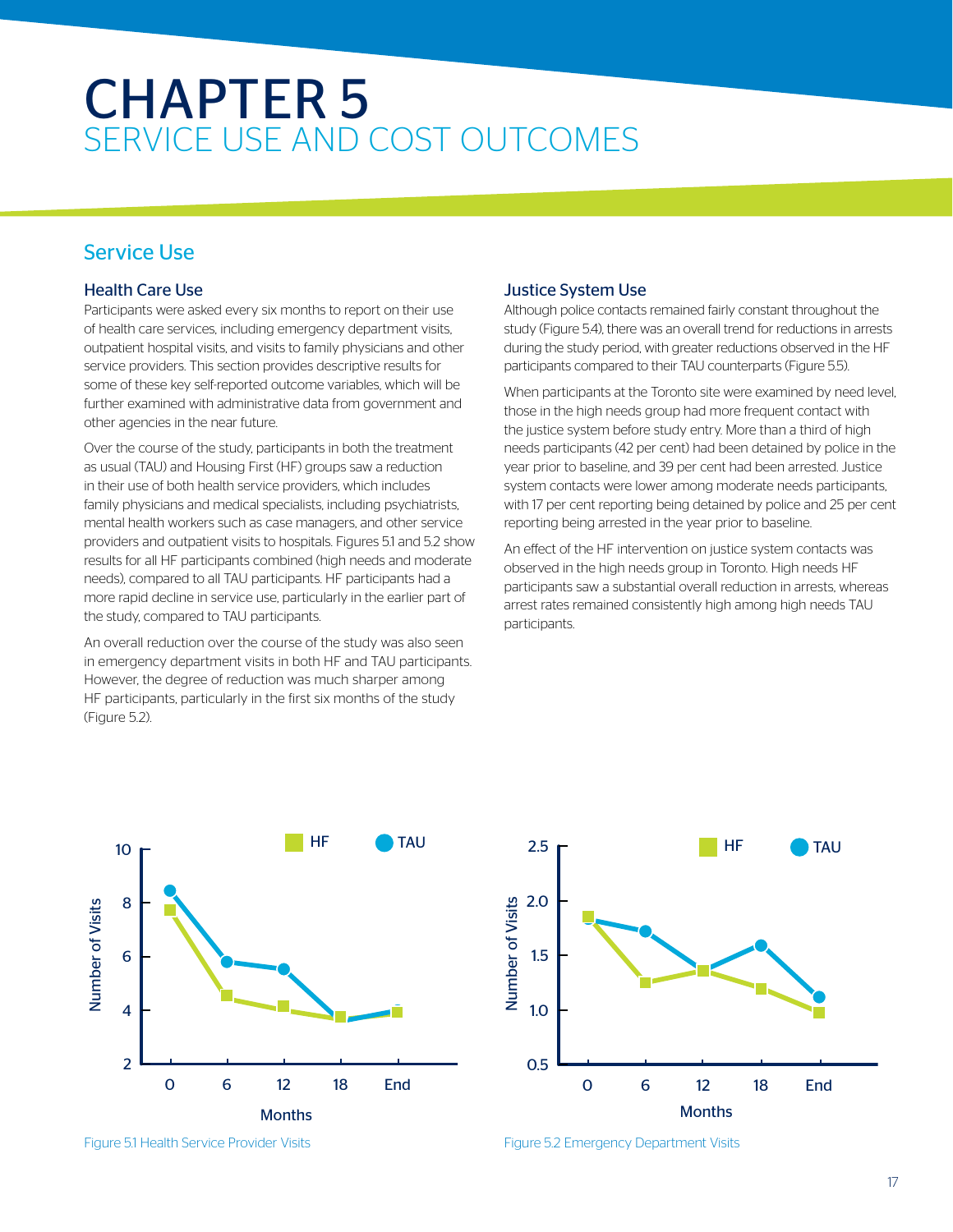# CHAPTER 5
## SERVICE USE AND COST OUTCOMES

## Service Use

### Health Care Use

Participants were asked every six months to report on their use of health care services, including emergency department visits, outpatient hospital visits, and visits to family physicians and other service providers. This section provides descriptive results for some of these key self-reported outcome variables, which will be further examined with administrative data from government and other agencies in the near future.

Over the course of the study, participants in both the treatment as usual (TAU) and Housing First (HF) groups saw a reduction in their use of both health service providers, which includes family physicians and medical specialists, including psychiatrists, mental health workers such as case managers, and other service providers and outpatient visits to hospitals. Figures 5.1 and 5.2 show results for all HF participants combined (high needs and moderate needs), compared to all TAU participants. HF participants had a more rapid decline in service use, particularly in the earlier part of the study, compared to TAU participants.

An overall reduction over the course of the study was also seen in emergency department visits in both HF and TAU participants. However, the degree of reduction was much sharper among HF participants, particularly in the first six months of the study (Figure 5.2).

### Justice System Use

Although police contacts remained fairly constant throughout the study (Figure 5.4), there was an overall trend for reductions in arrests during the study period, with greater reductions observed in the HF participants compared to their TAU counterparts (Figure 5.5).

When participants at the Toronto site were examined by need level, those in the high needs group had more frequent contact with the justice system before study entry. More than a third of high needs participants (42 per cent) had been detained by police in the year prior to baseline, and 39 per cent had been arrested. Justice system contacts were lower among moderate needs participants, with 17 per cent reporting being detained by police and 25 per cent reporting being arrested in the year prior to baseline.

An effect of the HF intervention on justice system contacts was observed in the high needs group in Toronto. High needs HF participants saw a substantial overall reduction in arrests, whereas arrest rates remained consistently high among high needs TAU participants.

Figure 5.1 Health Service Provider Visits

Figure 5.2 Emergency Department Visits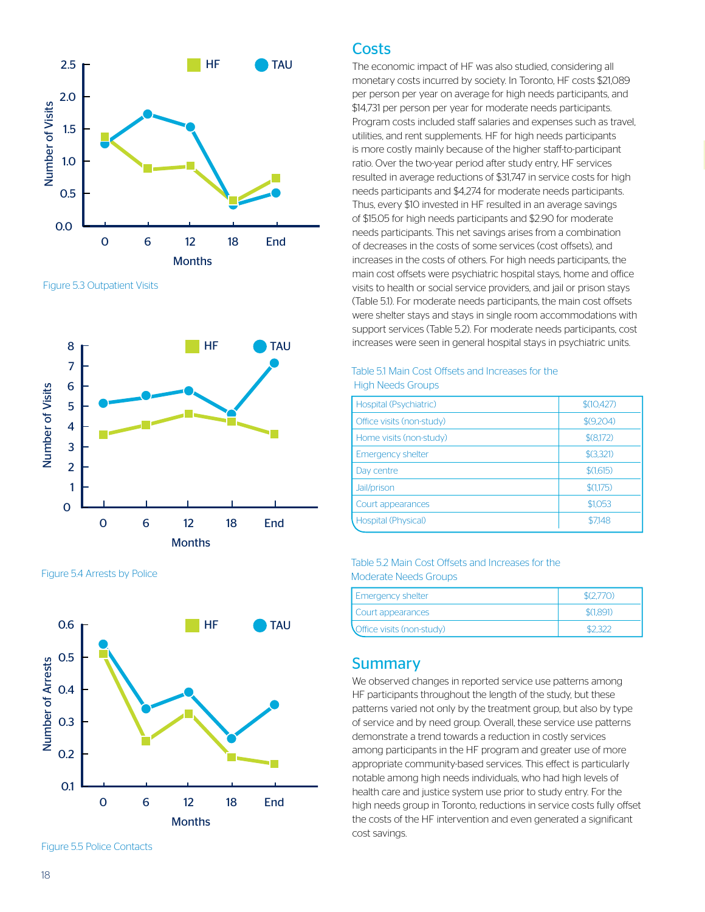Figure 5.3 Outpatient Visits

Figure 5.4 Arrests by Police

Figure 5.5 Police Contacts

## Costs

The economic impact of HF was also studied, considering all monetary costs incurred by society. In Toronto, HF costs $21,089 per person per year on average for high needs participants, and $14,731 per person per year for moderate needs participants. Program costs included staff salaries and expenses such as travel, utilities, and rent supplements. HF for high needs participants is more costly mainly because of the higher staff-to-participant ratio. Over the two-year period after study entry, HF services resulted in average reductions of $31,747 in service costs for high needs participants and $4,274 for moderate needs participants. Thus, every $10 invested in HF resulted in an average savings of $15.05 for high needs participants and $2.90 for moderate needs participants. This net savings arises from a combination of decreases in the costs of some services (cost offsets), and increases in the costs of others. For high needs participants, the main cost offsets were psychiatric hospital stays, home and office visits to health or social service providers, and jail or prison stays (Table 5.1). For moderate needs participants, the main cost offsets were shelter stays and stays in single room accommodations with support services (Table 5.2). For moderate needs participants, cost increases were seen in general hospital stays in psychiatric units.

Table 5.1 Main Cost Offsets and Increases for the High Needs Groups

| | |
|---|---|
| Hospital (Psychiatric) | $(10,427) |
| Office visits (non-study) | $(9,204) |
| Home visits (non-study) | $(8,172) |
| Emergency shelter | $(3,321) |
| Day centre | $(1,615) |
| Jail/prison | $(1,175) |
| Court appearances | $1,053 |
| Hospital (Physical) | $7,148 |

Table 5.2 Main Cost Offsets and Increases for the Moderate Needs Groups

| | |
|---|---|
| Emergency shelter | $(2,770) |
| Court appearances | $(1,891) |
| Office visits (non-study) | $2,322 |

## Summary

We observed changes in reported service use patterns among HF participants throughout the length of the study, but these patterns varied not only by the treatment group, but also by type of service and by need group. Overall, these service use patterns demonstrate a trend towards a reduction in costly services among participants in the HF program and greater use of more appropriate community-based services. This effect is particularly notable among high needs individuals, who had high levels of health care and justice system use prior to study entry. For the high needs group in Toronto, reductions in service costs fully offset the costs of the HF intervention and even generated a significant cost savings.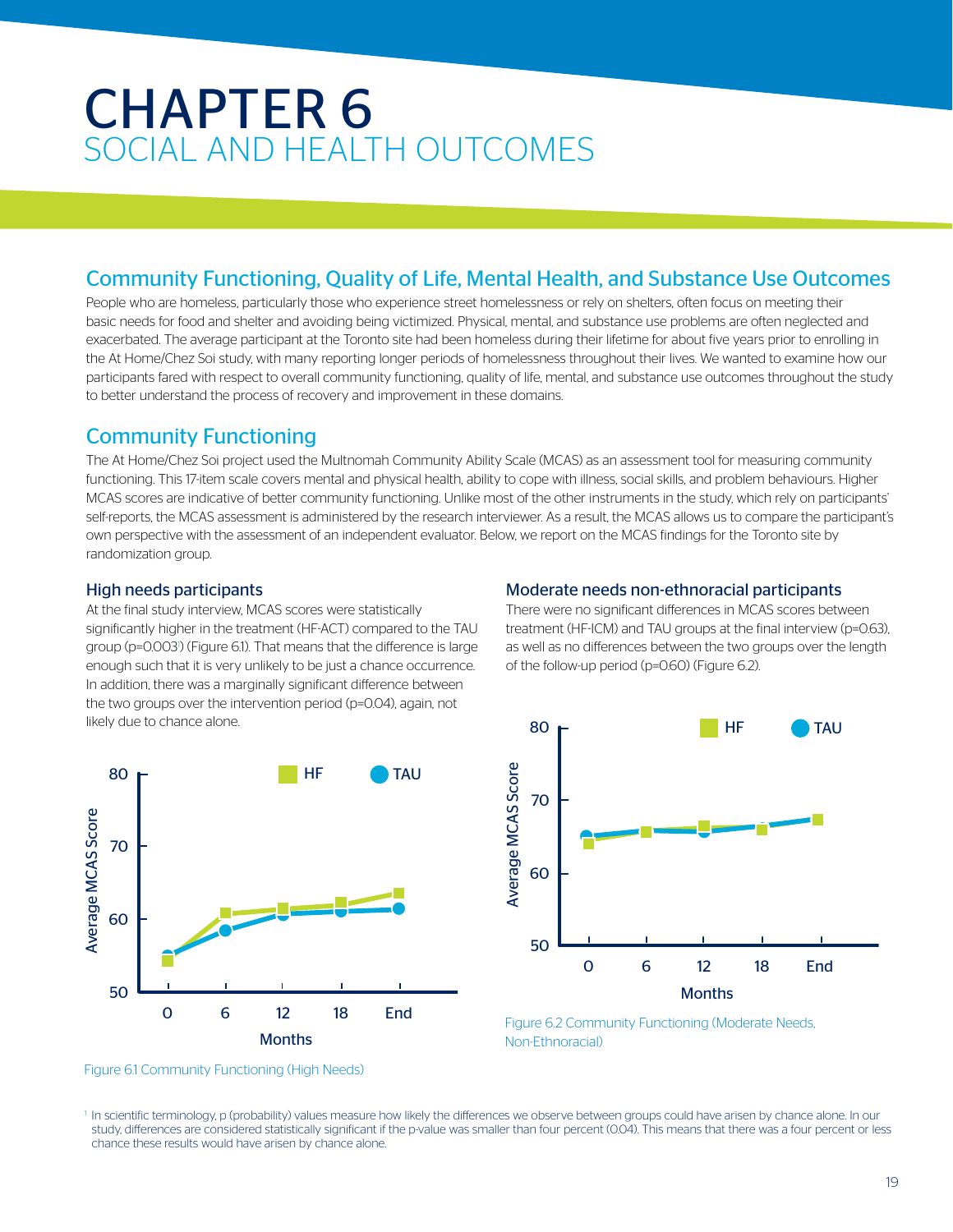# CHAPTER 6
## SOCIAL AND HEALTH OUTCOMES

## Community Functioning, Quality of Life, Mental Health, and Substance Use Outcomes

People who are homeless, particularly those who experience street homelessness or rely on shelters, often focus on meeting their basic needs for food and shelter and avoiding being victimized. Physical, mental, and substance use problems are often neglected and exacerbated. The average participant at the Toronto site had been homeless during their lifetime for about five years prior to enrolling in the At Home/Chez Soi study, with many reporting longer periods of homelessness throughout their lives. We wanted to examine how our participants fared with respect to overall community functioning, quality of life, mental, and substance use outcomes throughout the study to better understand the process of recovery and improvement in these domains.

## Community Functioning

The At Home/Chez Soi project used the Multnomah Community Ability Scale (MCAS) as an assessment tool for measuring community functioning. This 17-item scale covers mental and physical health, ability to cope with illness, social skills, and problem behaviours. Higher MCAS scores are indicative of better community functioning. Unlike most of the other instruments in the study, which rely on participants' self-reports, the MCAS assessment is administered by the research interviewer. As a result, the MCAS allows us to compare the participant's own perspective with the assessment of an independent evaluator. Below, we report on the MCAS findings for the Toronto site by randomization group.

### High needs participants

At the final study interview, MCAS scores were statistically significantly higher in the treatment (HF-ACT) compared to the TAU group ($p=0.003$[1]) (Figure 6.1). That means that the difference is large enough such that it is very unlikely to be just a chance occurrence. In addition, there was a marginally significant difference between the two groups over the intervention period ($p=0.04$), again, not likely due to chance alone.

Figure 6.1 Community Functioning (High Needs)

### Moderate needs non-ethnoracial participants

There were no significant differences in MCAS scores between treatment (HF-ICM) and TAU groups at the final interview ($p=0.63$), as well as no differences between the two groups over the length of the follow-up period ($p=0.60$) (Figure 6.2).

Figure 6.2 Community Functioning (Moderate Needs, Non-Ethnoracial)

[1] In scientific terminology, p (probability) values measure how likely the differences we observe between groups could have arisen by chance alone. In our study, differences are considered statistically significant if the p-value was smaller than four percent (0.04). This means that there was a four percent or less chance these results would have arisen by chance alone.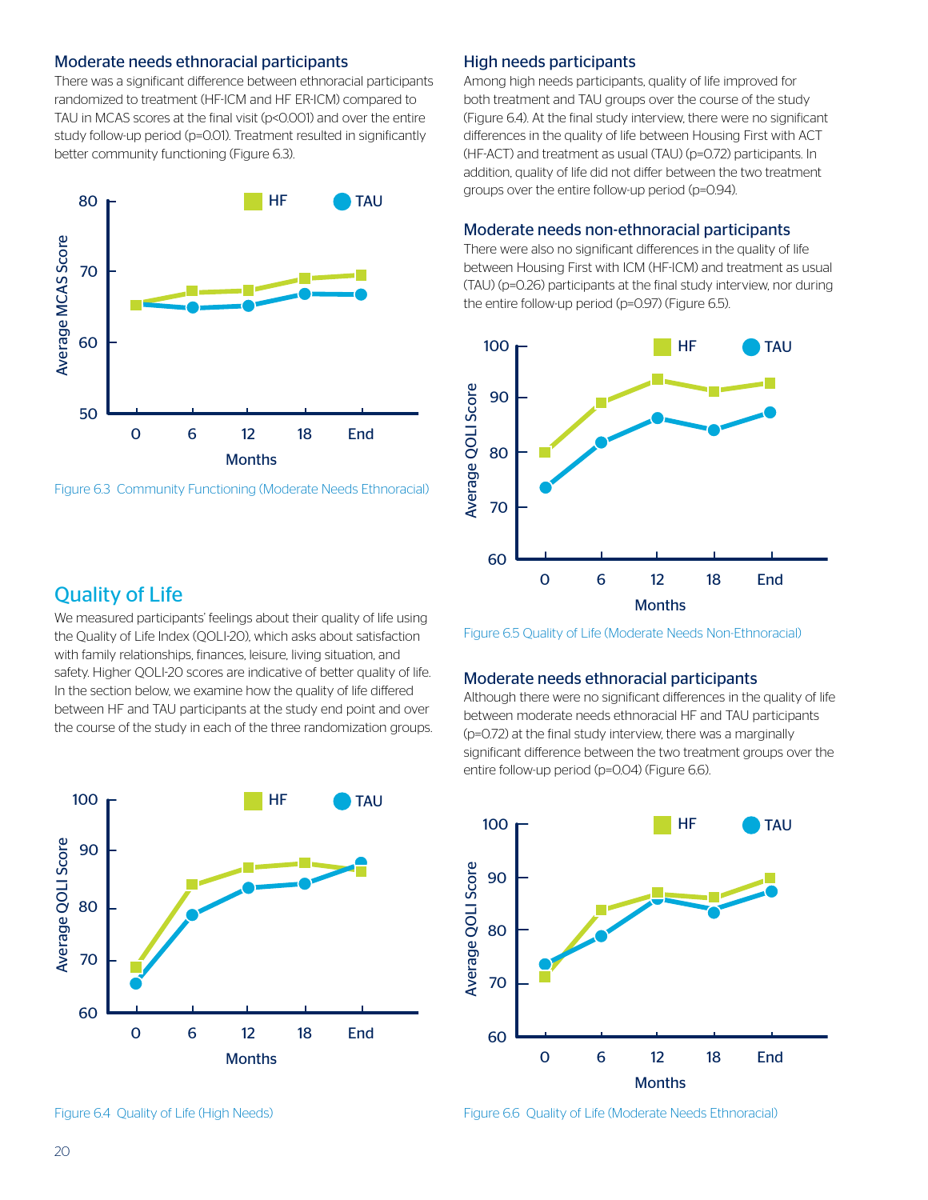### Moderate needs ethnoracial participants

There was a significant difference between ethnoracial participants randomized to treatment (HF-ICM and HF ER-ICM) compared to TAU in MCAS scores at the final visit ($p<0.001$) and over the entire study follow-up period ($p=0.01$). Treatment resulted in significantly better community functioning (Figure 6.3).

Figure 6.3 Community Functioning (Moderate Needs Ethnoracial)

## Quality of Life

We measured participants' feelings about their quality of life using the Quality of Life Index (QOLI-20), which asks about satisfaction with family relationships, finances, leisure, living situation, and safety. Higher QOLI-20 scores are indicative of better quality of life. In the section below, we examine how the quality of life differed between HF and TAU participants at the study end point and over the course of the study in each of the three randomization groups.

Figure 6.4 Quality of Life (High Needs)

### High needs participants

Among high needs participants, quality of life improved for both treatment and TAU groups over the course of the study (Figure 6.4). At the final study interview, there were no significant differences in the quality of life between Housing First with ACT (HF-ACT) and treatment as usual (TAU) ($p=0.72$) participants. In addition, quality of life did not differ between the two treatment groups over the entire follow-up period ($p=0.94$).

### Moderate needs non-ethnoracial participants

There were also no significant differences in the quality of life between Housing First with ICM (HF-ICM) and treatment as usual (TAU) ($p=0.26$) participants at the final study interview, nor during the entire follow-up period ($p=0.97$) (Figure 6.5).

Figure 6.5 Quality of Life (Moderate Needs Non-Ethnoracial)

### Moderate needs ethnoracial participants

Although there were no significant differences in the quality of life between moderate needs ethnoracial HF and TAU participants ($p=0.72$) at the final study interview, there was a marginally significant difference between the two treatment groups over the entire follow-up period ($p=0.04$) (Figure 6.6).

Figure 6.6 Quality of Life (Moderate Needs Ethnoracial)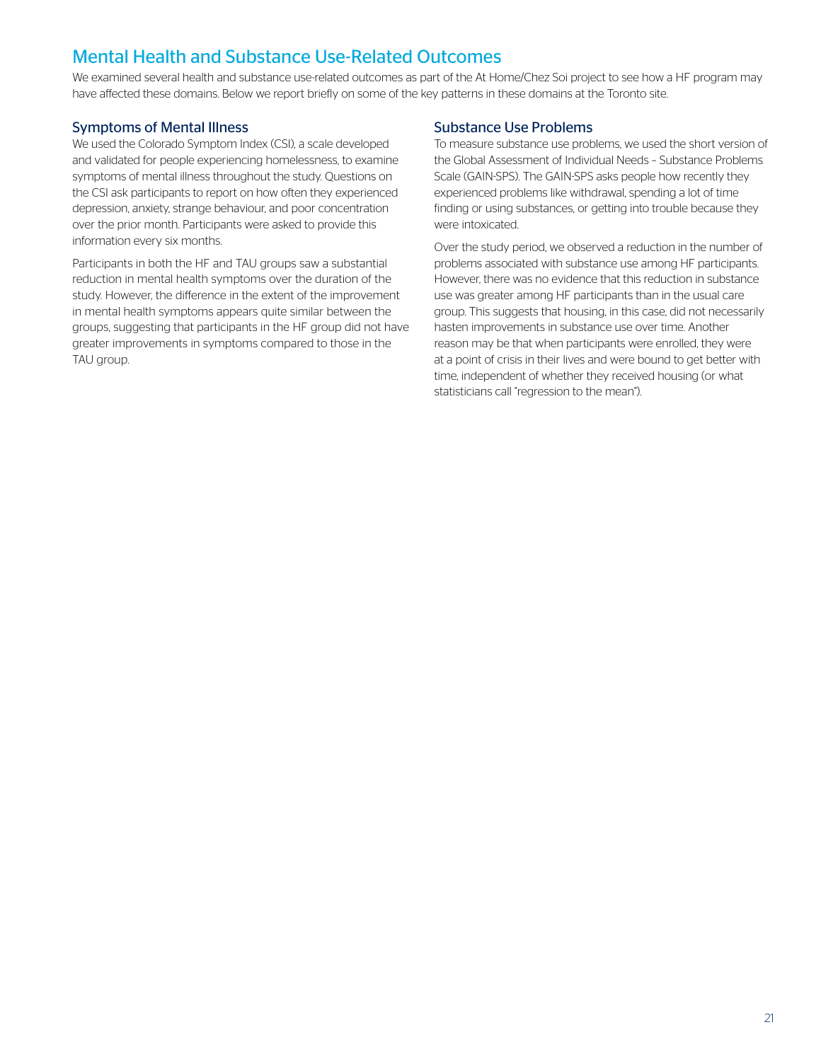## Mental Health and Substance Use-Related Outcomes

We examined several health and substance use-related outcomes as part of the At Home/Chez Soi project to see how a HF program may have affected these domains. Below we report briefly on some of the key patterns in these domains at the Toronto site.

### Symptoms of Mental Illness

We used the Colorado Symptom Index (CSI), a scale developed and validated for people experiencing homelessness, to examine symptoms of mental illness throughout the study. Questions on the CSI ask participants to report on how often they experienced depression, anxiety, strange behaviour, and poor concentration over the prior month. Participants were asked to provide this information every six months.

Participants in both the HF and TAU groups saw a substantial reduction in mental health symptoms over the duration of the study. However, the difference in the extent of the improvement in mental health symptoms appears quite similar between the groups, suggesting that participants in the HF group did not have greater improvements in symptoms compared to those in the TAU group.

### Substance Use Problems

To measure substance use problems, we used the short version of the Global Assessment of Individual Needs – Substance Problems Scale (GAIN-SPS). The GAIN-SPS asks people how recently they experienced problems like withdrawal, spending a lot of time finding or using substances, or getting into trouble because they were intoxicated.

Over the study period, we observed a reduction in the number of problems associated with substance use among HF participants. However, there was no evidence that this reduction in substance use was greater among HF participants than in the usual care group. This suggests that housing, in this case, did not necessarily hasten improvements in substance use over time. Another reason may be that when participants were enrolled, they were at a point of crisis in their lives and were bound to get better with time, independent of whether they received housing (or what statisticians call "regression to the mean").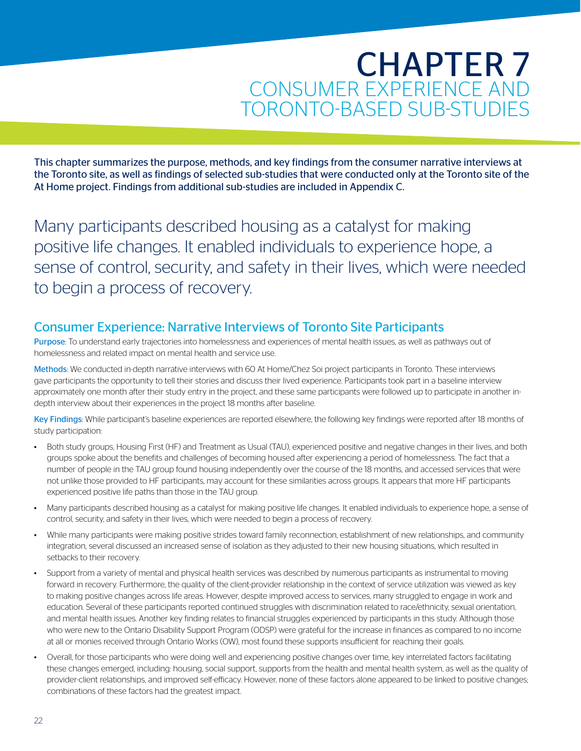# CHAPTER 7
## CONSUMER EXPERIENCE AND TORONTO-BASED SUB-STUDIES

This chapter summarizes the purpose, methods, and key findings from the consumer narrative interviews at the Toronto site, as well as findings of selected sub-studies that were conducted only at the Toronto site of the At Home project. Findings from additional sub-studies are included in Appendix C.

Many participants described housing as a catalyst for making positive life changes. It enabled individuals to experience hope, a sense of control, security, and safety in their lives, which were needed to begin a process of recovery.

## Consumer Experience: Narrative Interviews of Toronto Site Participants

Purpose: To understand early trajectories into homelessness and experiences of mental health issues, as well as pathways out of homelessness and related impact on mental health and service use.

Methods: We conducted in-depth narrative interviews with 60 At Home/Chez Soi project participants in Toronto. These interviews gave participants the opportunity to tell their stories and discuss their lived experience. Participants took part in a baseline interview approximately one month after their study entry in the project, and these same participants were followed up to participate in another in-depth interview about their experiences in the project 18 months after baseline.

Key Findings: While participant's baseline experiences are reported elsewhere, the following key findings were reported after 18 months of study participation:

- Both study groups, Housing First (HF) and Treatment as Usual (TAU), experienced positive and negative changes in their lives, and both groups spoke about the benefits and challenges of becoming housed after experiencing a period of homelessness. The fact that a number of people in the TAU group found housing independently over the course of the 18 months, and accessed services that were not unlike those provided to HF participants, may account for these similarities across groups. It appears that more HF participants experienced positive life paths than those in the TAU group.
- Many participants described housing as a catalyst for making positive life changes. It enabled individuals to experience hope, a sense of control, security, and safety in their lives, which were needed to begin a process of recovery.
- While many participants were making positive strides toward family reconnection, establishment of new relationships, and community integration, several discussed an increased sense of isolation as they adjusted to their new housing situations, which resulted in setbacks to their recovery.
- Support from a variety of mental and physical health services was described by numerous participants as instrumental to moving forward in recovery. Furthermore, the quality of the client-provider relationship in the context of service utilization was viewed as key to making positive changes across life areas. However, despite improved access to services, many struggled to engage in work and education. Several of these participants reported continued struggles with discrimination related to race/ethnicity, sexual orientation, and mental health issues. Another key finding relates to financial struggles experienced by participants in this study. Although those who were new to the Ontario Disability Support Program (ODSP) were grateful for the increase in finances as compared to no income at all or monies received through Ontario Works (OW), most found these supports insufficient for reaching their goals.
- Overall, for those participants who were doing well and experiencing positive changes over time, key interrelated factors facilitating these changes emerged, including: housing, social support, supports from the health and mental health system, as well as the quality of provider-client relationships, and improved self-efficacy. However, none of these factors alone appeared to be linked to positive changes; combinations of these factors had the greatest impact.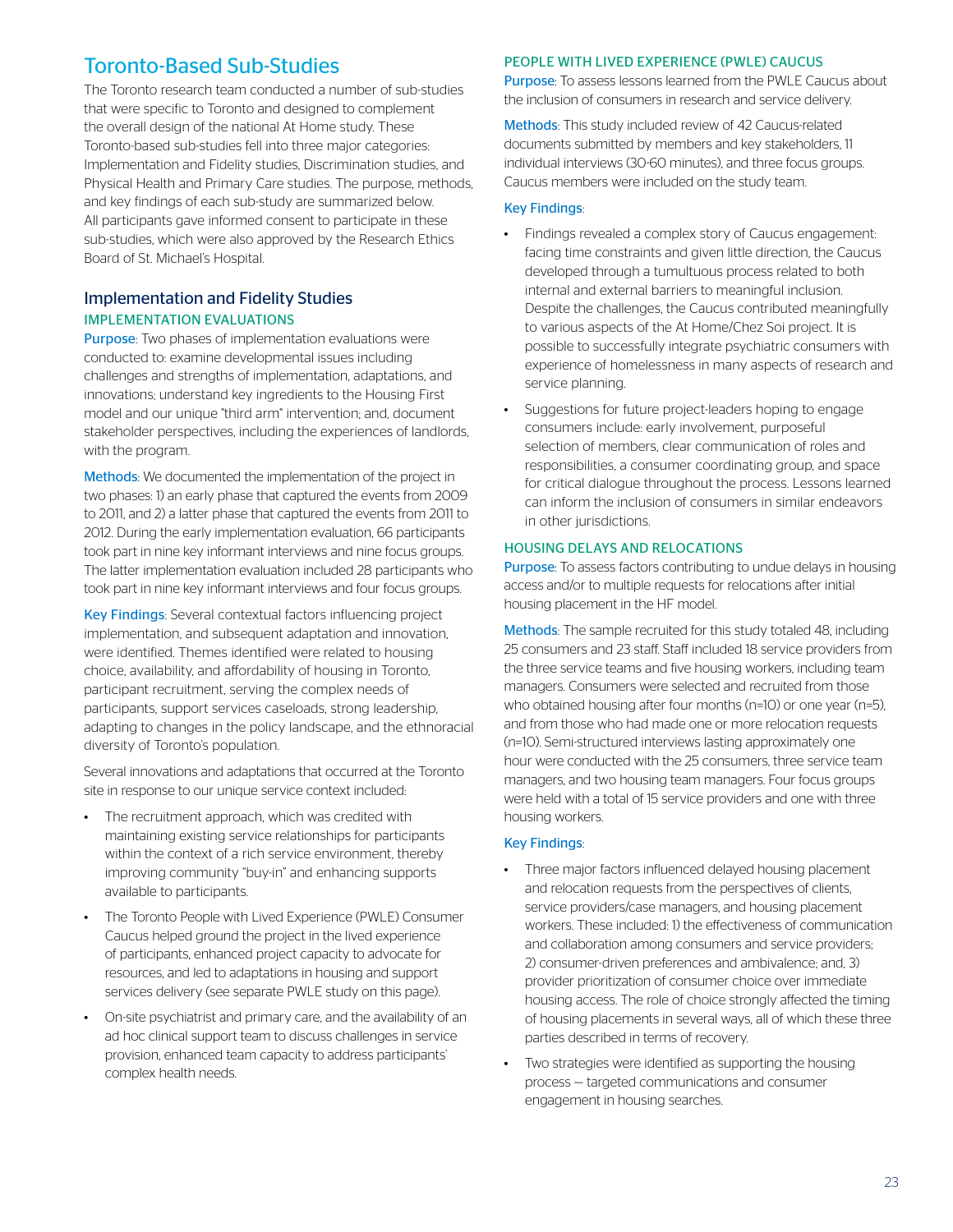## Toronto-Based Sub-Studies

The Toronto research team conducted a number of sub-studies that were specific to Toronto and designed to complement the overall design of the national At Home study. These Toronto-based sub-studies fell into three major categories: Implementation and Fidelity studies, Discrimination studies, and Physical Health and Primary Care studies. The purpose, methods, and key findings of each sub-study are summarized below. All participants gave informed consent to participate in these sub-studies, which were also approved by the Research Ethics Board of St. Michael's Hospital.

### Implementation and Fidelity Studies

#### IMPLEMENTATION EVALUATIONS

Purpose: Two phases of implementation evaluations were conducted to: examine developmental issues including challenges and strengths of implementation, adaptations, and innovations; understand key ingredients to the Housing First model and our unique "third arm" intervention; and, document stakeholder perspectives, including the experiences of landlords, with the program.

Methods: We documented the implementation of the project in two phases: 1) an early phase that captured the events from 2009 to 2011, and 2) a latter phase that captured the events from 2011 to 2012. During the early implementation evaluation, 66 participants took part in nine key informant interviews and nine focus groups. The latter implementation evaluation included 28 participants who took part in nine key informant interviews and four focus groups.

Key Findings: Several contextual factors influencing project implementation, and subsequent adaptation and innovation, were identified. Themes identified were related to housing choice, availability, and affordability of housing in Toronto, participant recruitment, serving the complex needs of participants, support services caseloads, strong leadership, adapting to changes in the policy landscape, and the ethnoracial diversity of Toronto's population.

Several innovations and adaptations that occurred at the Toronto site in response to our unique service context included:

- The recruitment approach, which was credited with maintaining existing service relationships for participants within the context of a rich service environment, thereby improving community "buy-in" and enhancing supports available to participants.
- The Toronto People with Lived Experience (PWLE) Consumer Caucus helped ground the project in the lived experience of participants, enhanced project capacity to advocate for resources, and led to adaptations in housing and support services delivery (see separate PWLE study on this page).
- On-site psychiatrist and primary care, and the availability of an ad hoc clinical support team to discuss challenges in service provision, enhanced team capacity to address participants' complex health needs.

#### PEOPLE WITH LIVED EXPERIENCE (PWLE) CAUCUS

Purpose: To assess lessons learned from the PWLE Caucus about the inclusion of consumers in research and service delivery.

Methods: This study included review of 42 Caucus-related documents submitted by members and key stakeholders, 11 individual interviews (30-60 minutes), and three focus groups. Caucus members were included on the study team.

Key Findings:

- Findings revealed a complex story of Caucus engagement: facing time constraints and given little direction, the Caucus developed through a tumultuous process related to both internal and external barriers to meaningful inclusion. Despite the challenges, the Caucus contributed meaningfully to various aspects of the At Home/Chez Soi project. It is possible to successfully integrate psychiatric consumers with experience of homelessness in many aspects of research and service planning.
- Suggestions for future project-leaders hoping to engage consumers include: early involvement, purposeful selection of members, clear communication of roles and responsibilities, a consumer coordinating group, and space for critical dialogue throughout the process. Lessons learned can inform the inclusion of consumers in similar endeavors in other jurisdictions.

#### HOUSING DELAYS AND RELOCATIONS

Purpose: To assess factors contributing to undue delays in housing access and/or to multiple requests for relocations after initial housing placement in the HF model.

Methods: The sample recruited for this study totaled 48, including 25 consumers and 23 staff. Staff included 18 service providers from the three service teams and five housing workers, including team managers. Consumers were selected and recruited from those who obtained housing after four months (n=10) or one year (n=5), and from those who had made one or more relocation requests (n=10). Semi-structured interviews lasting approximately one hour were conducted with the 25 consumers, three service team managers, and two housing team managers. Four focus groups were held with a total of 15 service providers and one with three housing workers.

Key Findings:

- Three major factors influenced delayed housing placement and relocation requests from the perspectives of clients, service providers/case managers, and housing placement workers. These included: 1) the effectiveness of communication and collaboration among consumers and service providers; 2) consumer-driven preferences and ambivalence; and, 3) provider prioritization of consumer choice over immediate housing access. The role of choice strongly affected the timing of housing placements in several ways, all of which these three parties described in terms of recovery.
- Two strategies were identified as supporting the housing process – targeted communications and consumer engagement in housing searches.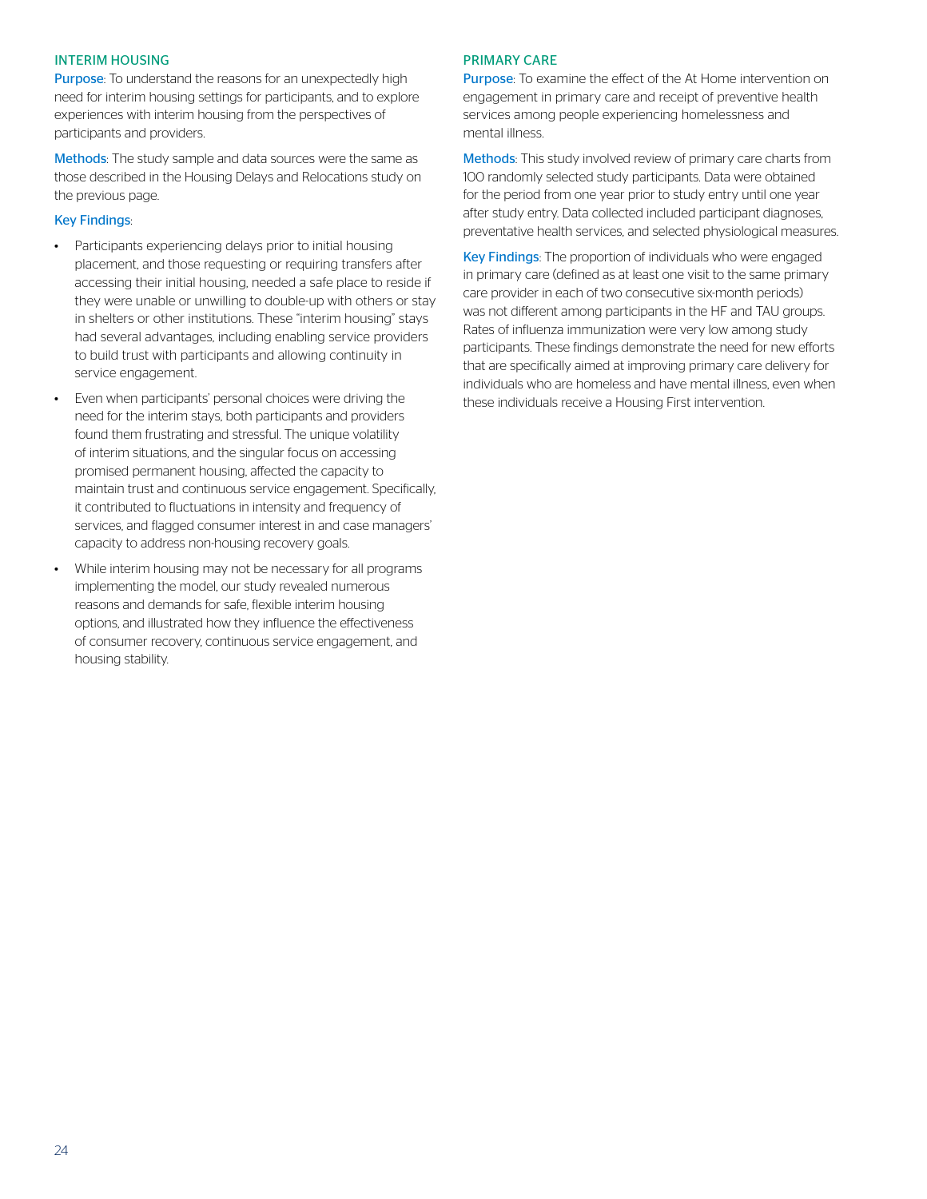## INTERIM HOUSING

**Purpose**: To understand the reasons for an unexpectedly high need for interim housing settings for participants, and to explore experiences with interim housing from the perspectives of participants and providers.

**Methods**: The study sample and data sources were the same as those described in the Housing Delays and Relocations study on the previous page.

**Key Findings**:

- Participants experiencing delays prior to initial housing placement, and those requesting or requiring transfers after accessing their initial housing, needed a safe place to reside if they were unable or unwilling to double-up with others or stay in shelters or other institutions. These "interim housing" stays had several advantages, including enabling service providers to build trust with participants and allowing continuity in service engagement.
- Even when participants' personal choices were driving the need for the interim stays, both participants and providers found them frustrating and stressful. The unique volatility of interim situations, and the singular focus on accessing promised permanent housing, affected the capacity to maintain trust and continuous service engagement. Specifically, it contributed to fluctuations in intensity and frequency of services, and flagged consumer interest in and case managers' capacity to address non-housing recovery goals.
- While interim housing may not be necessary for all programs implementing the model, our study revealed numerous reasons and demands for safe, flexible interim housing options, and illustrated how they influence the effectiveness of consumer recovery, continuous service engagement, and housing stability.

## PRIMARY CARE

**Purpose**: To examine the effect of the At Home intervention on engagement in primary care and receipt of preventive health services among people experiencing homelessness and mental illness.

**Methods**: This study involved review of primary care charts from 100 randomly selected study participants. Data were obtained for the period from one year prior to study entry until one year after study entry. Data collected included participant diagnoses, preventative health services, and selected physiological measures.

**Key Findings**: The proportion of individuals who were engaged in primary care (defined as at least one visit to the same primary care provider in each of two consecutive six-month periods) was not different among participants in the HF and TAU groups. Rates of influenza immunization were very low among study participants. These findings demonstrate the need for new efforts that are specifically aimed at improving primary care delivery for individuals who are homeless and have mental illness, even when these individuals receive a Housing First intervention.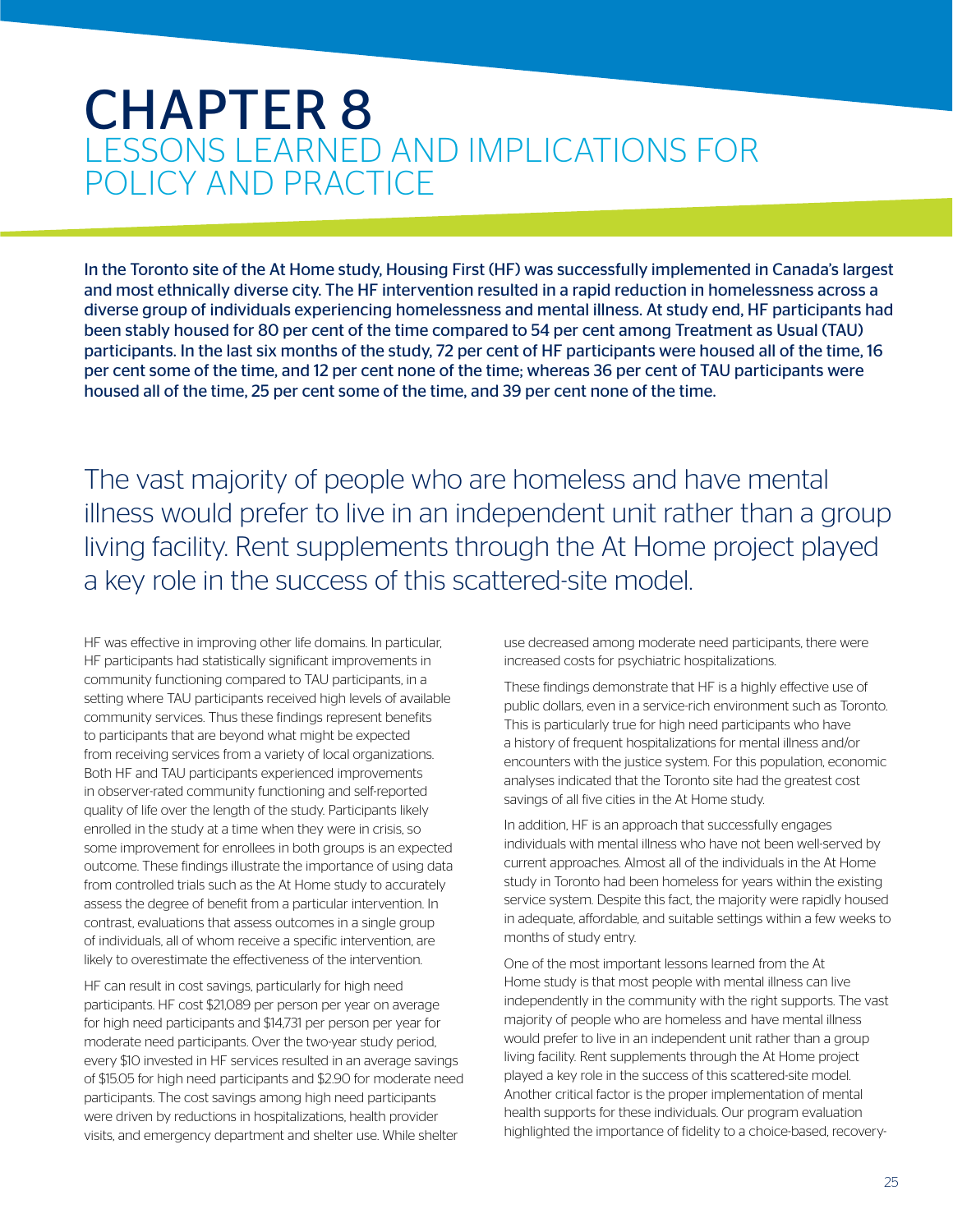# CHAPTER 8
## LESSONS LEARNED AND IMPLICATIONS FOR POLICY AND PRACTICE

**In the Toronto site of the At Home study, Housing First (HF) was successfully implemented in Canada's largest and most ethnically diverse city. The HF intervention resulted in a rapid reduction in homelessness across a diverse group of individuals experiencing homelessness and mental illness. At study end, HF participants had been stably housed for 80 per cent of the time compared to 54 per cent among Treatment as Usual (TAU) participants. In the last six months of the study, 72 per cent of HF participants were housed all of the time, 16 per cent some of the time, and 12 per cent none of the time; whereas 36 per cent of TAU participants were housed all of the time, 25 per cent some of the time, and 39 per cent none of the time.**

> The vast majority of people who are homeless and have mental illness would prefer to live in an independent unit rather than a group living facility. Rent supplements through the At Home project played a key role in the success of this scattered-site model.

HF was effective in improving other life domains. In particular, HF participants had statistically significant improvements in community functioning compared to TAU participants, in a setting where TAU participants received high levels of available community services. Thus these findings represent benefits to participants that are beyond what might be expected from receiving services from a variety of local organizations. Both HF and TAU participants experienced improvements in observer-rated community functioning and self-reported quality of life over the length of the study. Participants likely enrolled in the study at a time when they were in crisis, so some improvement for enrollees in both groups is an expected outcome. These findings illustrate the importance of using data from controlled trials such as the At Home study to accurately assess the degree of benefit from a particular intervention. In contrast, evaluations that assess outcomes in a single group of individuals, all of whom receive a specific intervention, are likely to overestimate the effectiveness of the intervention.

HF can result in cost savings, particularly for high need participants. HF cost $21,089 per person per year on average for high need participants and $14,731 per person per year for moderate need participants. Over the two-year study period, every $10 invested in HF services resulted in an average savings of $15.05 for high need participants and $2.90 for moderate need participants. The cost savings among high need participants were driven by reductions in hospitalizations, health provider visits, and emergency department and shelter use. While shelter use decreased among moderate need participants, there were increased costs for psychiatric hospitalizations.

These findings demonstrate that HF is a highly effective use of public dollars, even in a service-rich environment such as Toronto. This is particularly true for high need participants who have a history of frequent hospitalizations for mental illness and/or encounters with the justice system. For this population, economic analyses indicated that the Toronto site had the greatest cost savings of all five cities in the At Home study.

In addition, HF is an approach that successfully engages individuals with mental illness who have not been well-served by current approaches. Almost all of the individuals in the At Home study in Toronto had been homeless for years within the existing service system. Despite this fact, the majority were rapidly housed in adequate, affordable, and suitable settings within a few weeks to months of study entry.

One of the most important lessons learned from the At Home study is that most people with mental illness can live independently in the community with the right supports. The vast majority of people who are homeless and have mental illness would prefer to live in an independent unit rather than a group living facility. Rent supplements through the At Home project played a key role in the success of this scattered-site model. Another critical factor is the proper implementation of mental health supports for these individuals. Our program evaluation highlighted the importance of fidelity to a choice-based, recovery-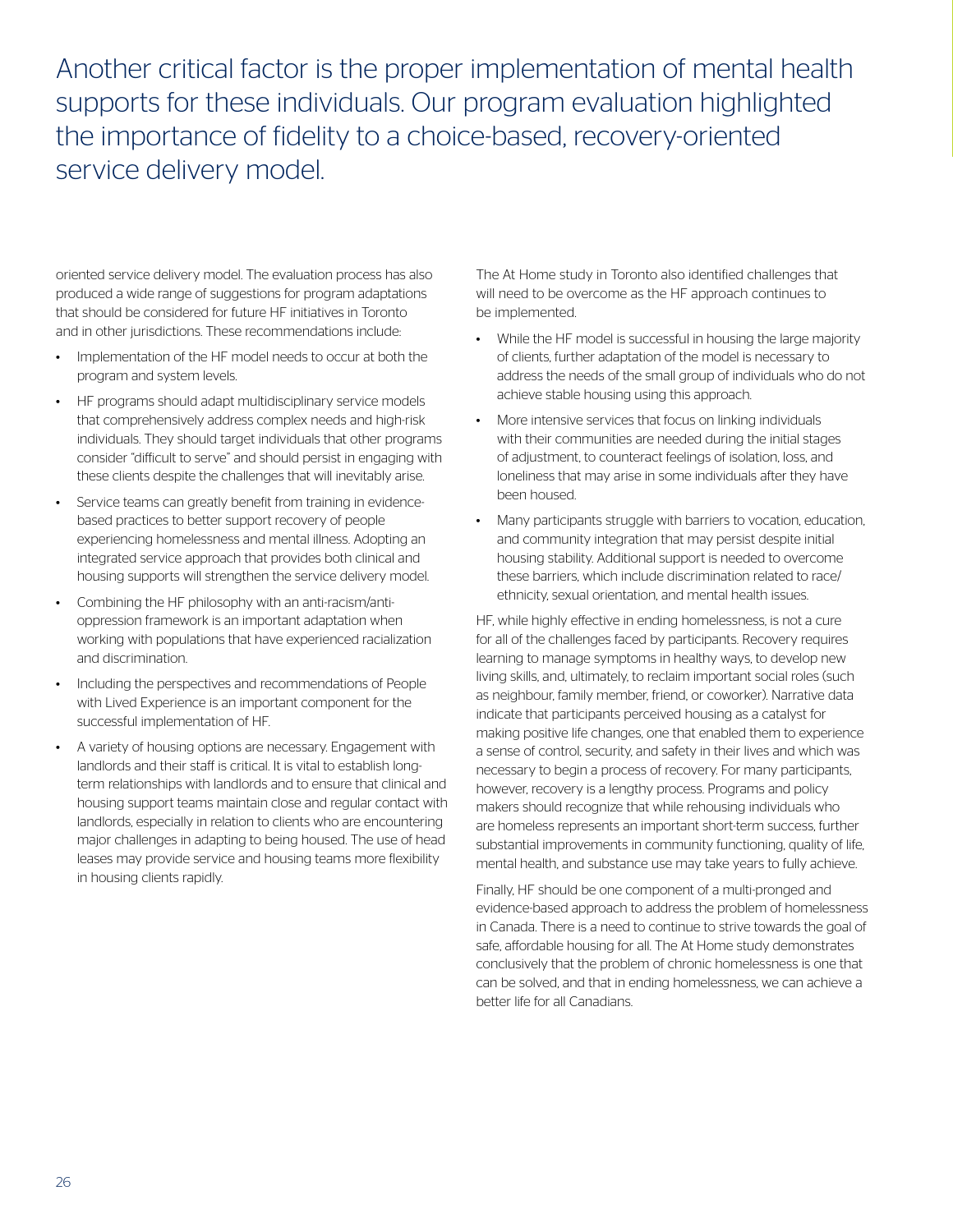> Another critical factor is the proper implementation of mental health supports for these individuals. Our program evaluation highlighted the importance of fidelity to a choice-based, recovery-oriented service delivery model.

oriented service delivery model. The evaluation process has also produced a wide range of suggestions for program adaptations that should be considered for future HF initiatives in Toronto and in other jurisdictions. These recommendations include:

- Implementation of the HF model needs to occur at both the program and system levels.
- HF programs should adapt multidisciplinary service models that comprehensively address complex needs and high-risk individuals. They should target individuals that other programs consider "difficult to serve" and should persist in engaging with these clients despite the challenges that will inevitably arise.
- Service teams can greatly benefit from training in evidence-based practices to better support recovery of people experiencing homelessness and mental illness. Adopting an integrated service approach that provides both clinical and housing supports will strengthen the service delivery model.
- Combining the HF philosophy with an anti-racism/anti-oppression framework is an important adaptation when working with populations that have experienced racialization and discrimination.
- Including the perspectives and recommendations of People with Lived Experience is an important component for the successful implementation of HF.
- A variety of housing options are necessary. Engagement with landlords and their staff is critical. It is vital to establish long-term relationships with landlords and to ensure that clinical and housing support teams maintain close and regular contact with landlords, especially in relation to clients who are encountering major challenges in adapting to being housed. The use of head leases may provide service and housing teams more flexibility in housing clients rapidly.

The At Home study in Toronto also identified challenges that will need to be overcome as the HF approach continues to be implemented.

- While the HF model is successful in housing the large majority of clients, further adaptation of the model is necessary to address the needs of the small group of individuals who do not achieve stable housing using this approach.
- More intensive services that focus on linking individuals with their communities are needed during the initial stages of adjustment, to counteract feelings of isolation, loss, and loneliness that may arise in some individuals after they have been housed.
- Many participants struggle with barriers to vocation, education, and community integration that may persist despite initial housing stability. Additional support is needed to overcome these barriers, which include discrimination related to race/ethnicity, sexual orientation, and mental health issues.

HF, while highly effective in ending homelessness, is not a cure for all of the challenges faced by participants. Recovery requires learning to manage symptoms in healthy ways, to develop new living skills, and, ultimately, to reclaim important social roles (such as neighbour, family member, friend, or coworker). Narrative data indicate that participants perceived housing as a catalyst for making positive life changes, one that enabled them to experience a sense of control, security, and safety in their lives and which was necessary to begin a process of recovery. For many participants, however, recovery is a lengthy process. Programs and policy makers should recognize that while rehousing individuals who are homeless represents an important short-term success, further substantial improvements in community functioning, quality of life, mental health, and substance use may take years to fully achieve.

Finally, HF should be one component of a multi-pronged and evidence-based approach to address the problem of homelessness in Canada. There is a need to continue to strive towards the goal of safe, affordable housing for all. The At Home study demonstrates conclusively that the problem of chronic homelessness is one that can be solved, and that in ending homelessness, we can achieve a better life for all Canadians.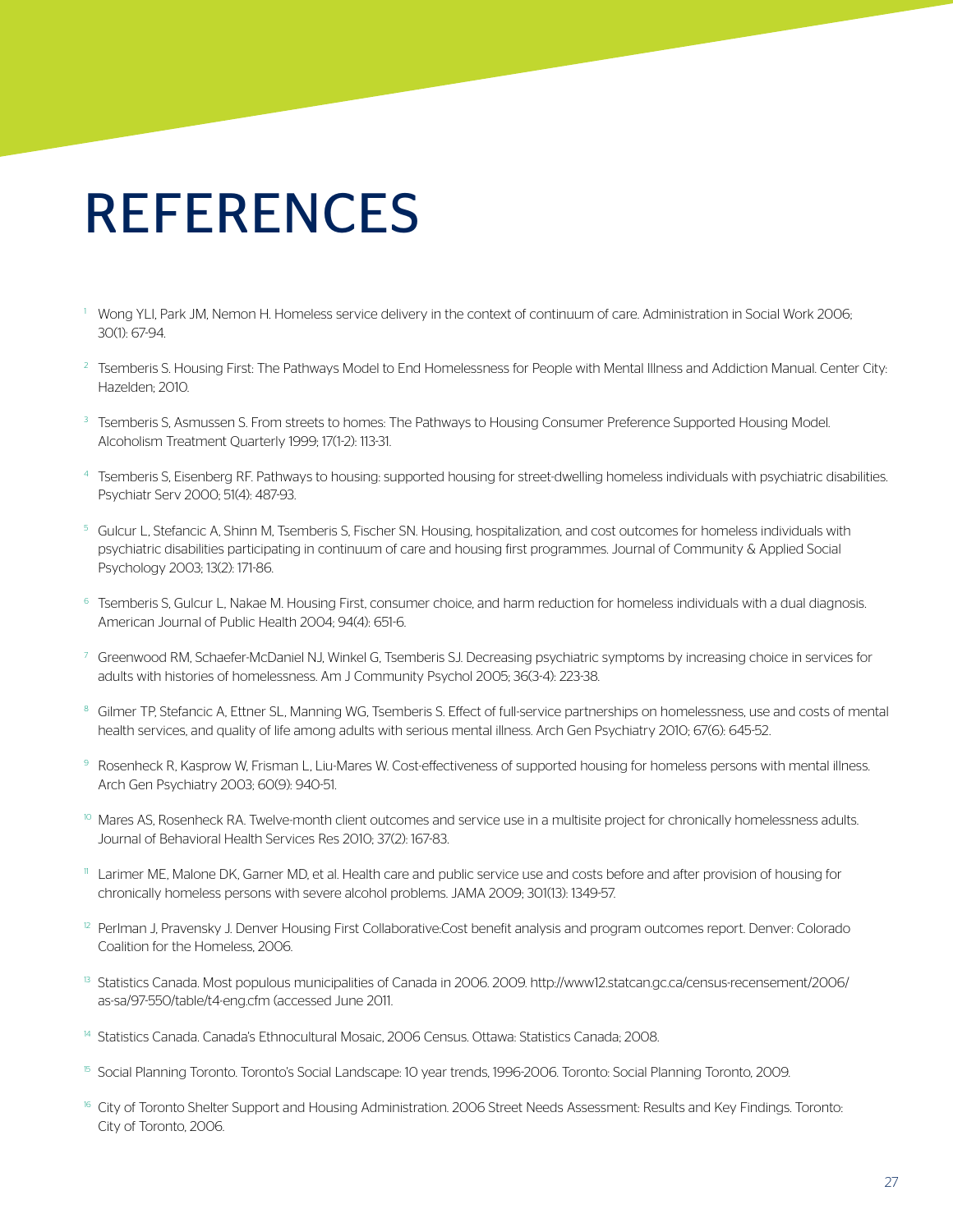# REFERENCES

[1] Wong YLI, Park JM, Nemon H. Homeless service delivery in the context of continuum of care. Administration in Social Work 2006; 30(1): 67-94.

[2] Tsemberis S. Housing First: The Pathways Model to End Homelessness for People with Mental Illness and Addiction Manual. Center City: Hazelden; 2010.

[3] Tsemberis S, Asmussen S. From streets to homes: The Pathways to Housing Consumer Preference Supported Housing Model. Alcoholism Treatment Quarterly 1999; 17(1-2): 113-31.

[4] Tsemberis S, Eisenberg RF. Pathways to housing: supported housing for street-dwelling homeless individuals with psychiatric disabilities. Psychiatr Serv 2000; 51(4): 487-93.

[5] Gulcur L, Stefancic A, Shinn M, Tsemberis S, Fischer SN. Housing, hospitalization, and cost outcomes for homeless individuals with psychiatric disabilities participating in continuum of care and housing first programmes. Journal of Community & Applied Social Psychology 2003; 13(2): 171-86.

[6] Tsemberis S, Gulcur L, Nakae M. Housing First, consumer choice, and harm reduction for homeless individuals with a dual diagnosis. American Journal of Public Health 2004; 94(4): 651-6.

[7] Greenwood RM, Schaefer-McDaniel NJ, Winkel G, Tsemberis SJ. Decreasing psychiatric symptoms by increasing choice in services for adults with histories of homelessness. Am J Community Psychol 2005; 36(3-4): 223-38.

[8] Gilmer TP, Stefancic A, Ettner SL, Manning WG, Tsemberis S. Effect of full-service partnerships on homelessness, use and costs of mental health services, and quality of life among adults with serious mental illness. Arch Gen Psychiatry 2010; 67(6): 645-52.

[9] Rosenheck R, Kasprow W, Frisman L, Liu-Mares W. Cost-effectiveness of supported housing for homeless persons with mental illness. Arch Gen Psychiatry 2003; 60(9): 940-51.

[10] Mares AS, Rosenheck RA. Twelve-month client outcomes and service use in a multisite project for chronically homelessness adults. Journal of Behavioral Health Services Res 2010; 37(2): 167-83.

[11] Larimer ME, Malone DK, Garner MD, et al. Health care and public service use and costs before and after provision of housing for chronically homeless persons with severe alcohol problems. JAMA 2009; 301(13): 1349-57.

[12] Perlman J, Pravensky J. Denver Housing First Collaborative:Cost benefit analysis and program outcomes report. Denver: Colorado Coalition for the Homeless, 2006.

[13] Statistics Canada. Most populous municipalities of Canada in 2006. 2009. http://www12.statcan.gc.ca/census-recensement/2006/as-sa/97-550/table/t4-eng.cfm (accessed June 2011.

[14] Statistics Canada. Canada's Ethnocultural Mosaic, 2006 Census. Ottawa: Statistics Canada; 2008.

[15] Social Planning Toronto. Toronto's Social Landscape: 10 year trends, 1996-2006. Toronto: Social Planning Toronto, 2009.

[16] City of Toronto Shelter Support and Housing Administration. 2006 Street Needs Assessment: Results and Key Findings. Toronto: City of Toronto, 2006.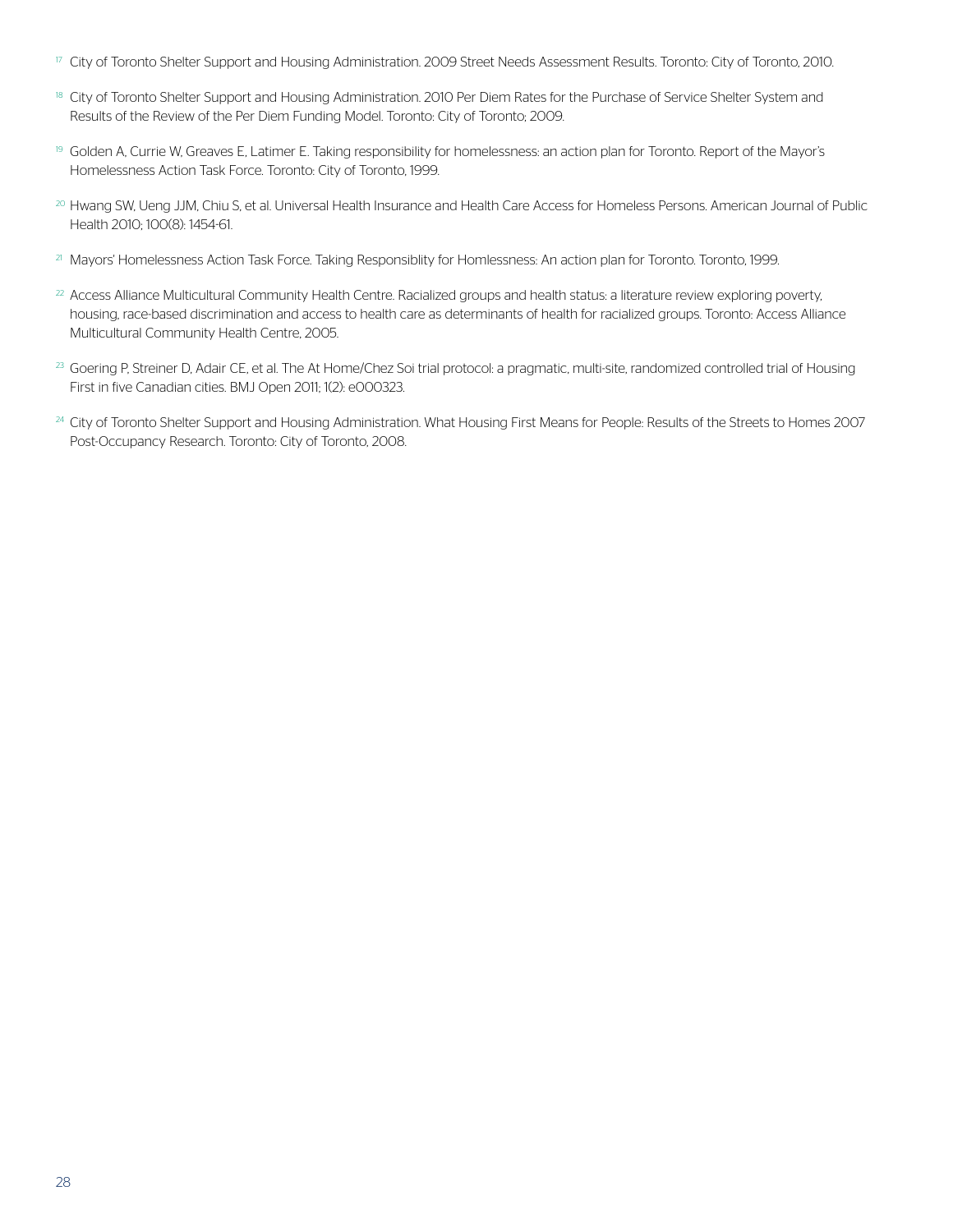[17] City of Toronto Shelter Support and Housing Administration. 2009 Street Needs Assessment Results. Toronto: City of Toronto, 2010.

[18] City of Toronto Shelter Support and Housing Administration. 2010 Per Diem Rates for the Purchase of Service Shelter System and Results of the Review of the Per Diem Funding Model. Toronto: City of Toronto; 2009.

[19] Golden A, Currie W, Greaves E, Latimer E. Taking responsibility for homelessness: an action plan for Toronto. Report of the Mayor's Homelessness Action Task Force. Toronto: City of Toronto, 1999.

[20] Hwang SW, Ueng JJM, Chiu S, et al. Universal Health Insurance and Health Care Access for Homeless Persons. American Journal of Public Health 2010; 100(8): 1454-61.

[21] Mayors' Homelessness Action Task Force. Taking Responsiblity for Homlessness: An action plan for Toronto. Toronto, 1999.

[22] Access Alliance Multicultural Community Health Centre. Racialized groups and health status: a literature review exploring poverty, housing, race-based discrimination and access to health care as determinants of health for racialized groups. Toronto: Access Alliance Multicultural Community Health Centre, 2005.

[23] Goering P, Streiner D, Adair CE, et al. The At Home/Chez Soi trial protocol: a pragmatic, multi-site, randomized controlled trial of Housing First in five Canadian cities. BMJ Open 2011; 1(2): e000323.

[24] City of Toronto Shelter Support and Housing Administration. What Housing First Means for People: Results of the Streets to Homes 2007 Post-Occupancy Research. Toronto: City of Toronto, 2008.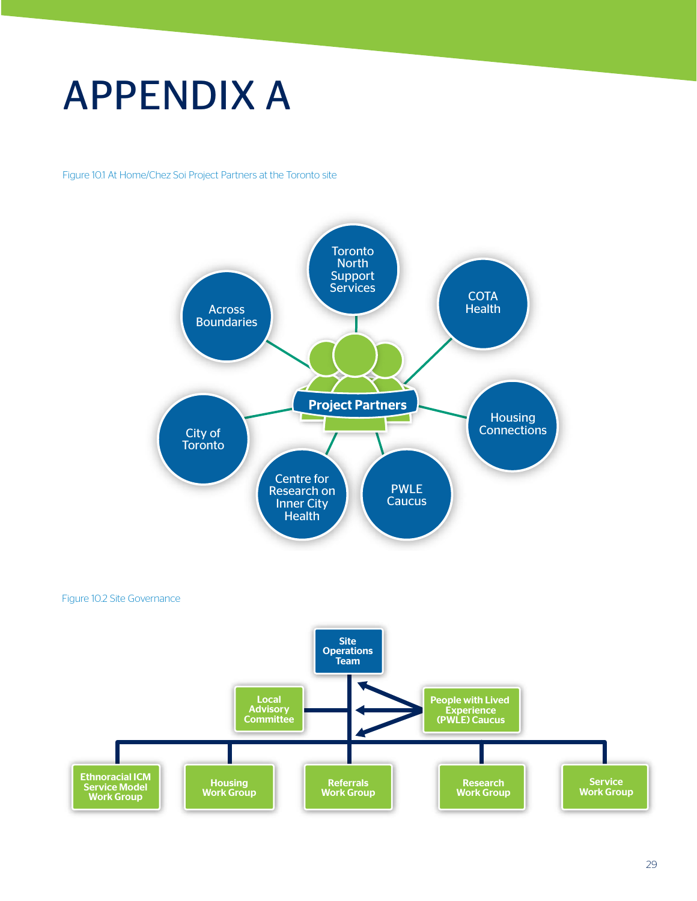# APPENDIX A

Figure 10.1 At Home/Chez Soi Project Partners at the Toronto site

Project Partners

- Toronto North Support Services
- COTA Health
- Housing Connections
- PWLE Caucus
- Centre for Research on Inner City Health
- City of Toronto
- Across Boundaries

Figure 10.2 Site Governance

- Site Operations Team
  - Local Advisory Committee
  - People with Lived Experience (PWLE) Caucus
  - Ethnoracial ICM Service Model Work Group
  - Housing Work Group
  - Referrals Work Group
  - Research Work Group
  - Service Work Group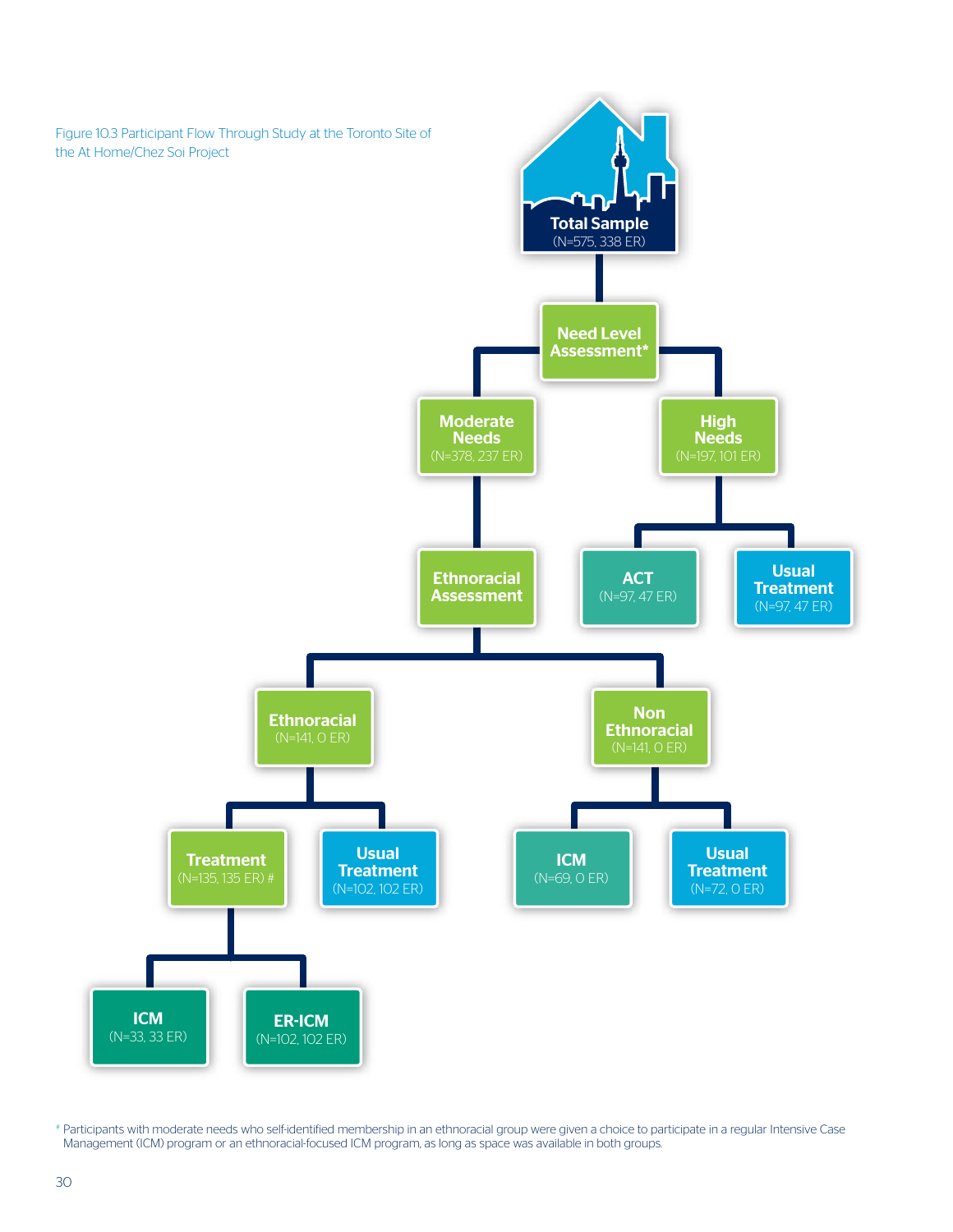Figure 10.3 Participant Flow Through Study at the Toronto Site of the At Home/Chez Soi Project

- **Total Sample** (N=575, 338 ER)
  - **Need Level Assessment***
    - **Moderate Needs** (N=378, 237 ER)
      - **Ethnoracial Assessment**
        - **Ethnoracial** (N=141, 0 ER)
          - **Treatment** (N=135, 135 ER) #
            - **ICM** (N=33, 33 ER)
            - **ER-ICM** (N=102, 102 ER)
          - **Usual Treatment** (N=102, 102 ER)
        - **Non Ethnoracial** (N=141, 0 ER)
          - **ICM** (N=69, 0 ER)
          - **Usual Treatment** (N=72, 0 ER)
    - **High Needs** (N=197, 101 ER)
      - **ACT** (N=97, 47 ER)
      - **Usual Treatment** (N=97, 47 ER)

# Participants with moderate needs who self-identified membership in an ethnoracial group were given a choice to participate in a regular Intensive Case Management (ICM) program or an ethnoracial-focused ICM program, as long as space was available in both groups.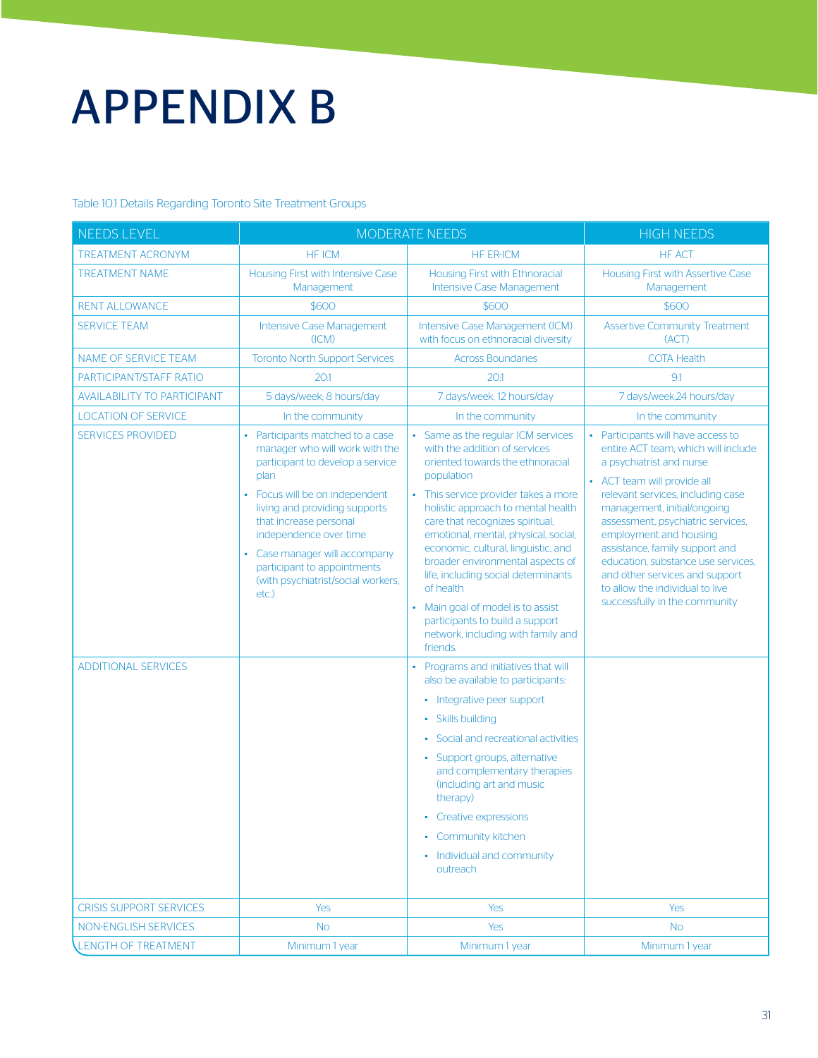# APPENDIX B

Table 10.1 Details Regarding Toronto Site Treatment Groups

| NEEDS LEVEL | MODERATE NEEDS | | HIGH NEEDS |
|---|---|---|---|
| TREATMENT ACRONYM | HF ICM | HF ER-ICM | HF ACT |
| TREATMENT NAME | Housing First with Intensive Case Management | Housing First with Ethnoracial Intensive Case Management | Housing First with Assertive Case Management |
| RENT ALLOWANCE | $600 | $600 | $600 |
| SERVICE TEAM | Intensive Case Management (ICM) | Intensive Case Management (ICM) with focus on ethnoracial diversity | Assertive Community Treatment (ACT) |
| NAME OF SERVICE TEAM | Toronto North Support Services | Across Boundaries | COTA Health |
| PARTICIPANT/STAFF RATIO | 20:1 | 20:1 | 9:1 |
| AVAILABILITY TO PARTICIPANT | 5 days/week; 8 hours/day | 7 days/week; 12 hours/day | 7 days/week;24 hours/day |
| LOCATION OF SERVICE | In the community | In the community | In the community |
| SERVICES PROVIDED | • Participants matched to a case manager who will work with the participant to develop a service plan<br>• Focus will be on independent living and providing supports that increase personal independence over time<br>• Case manager will accompany participant to appointments (with psychiatrist/social workers, etc.) | • Same as the regular ICM services with the addition of services oriented towards the ethnoracial population<br>• This service provider takes a more holistic approach to mental health care that recognizes spiritual, emotional, mental, physical, social, economic, cultural, linguistic, and broader environmental aspects of life, including social determinants of health<br>• Main goal of model is to assist participants to build a support network, including with family and friends. | • Participants will have access to entire ACT team, which will include a psychiatrist and nurse<br>• ACT team will provide all relevant services, including case management, initial/ongoing assessment, psychiatric services, employment and housing assistance, family support and education, substance use services, and other services and support to allow the individual to live successfully in the community |
| ADDITIONAL SERVICES | | • Programs and initiatives that will also be available to participants:<br>  • Integrative peer support<br>  • Skills building<br>  • Social and recreational activities<br>  • Support groups, alternative and complementary therapies (including art and music therapy)<br>  • Creative expressions<br>  • Community kitchen<br>  • Individual and community outreach | |
| CRISIS SUPPORT SERVICES | Yes | Yes | Yes |
| NON-ENGLISH SERVICES | No | Yes | No |
| LENGTH OF TREATMENT | Minimum 1 year | Minimum 1 year | Minimum 1 year |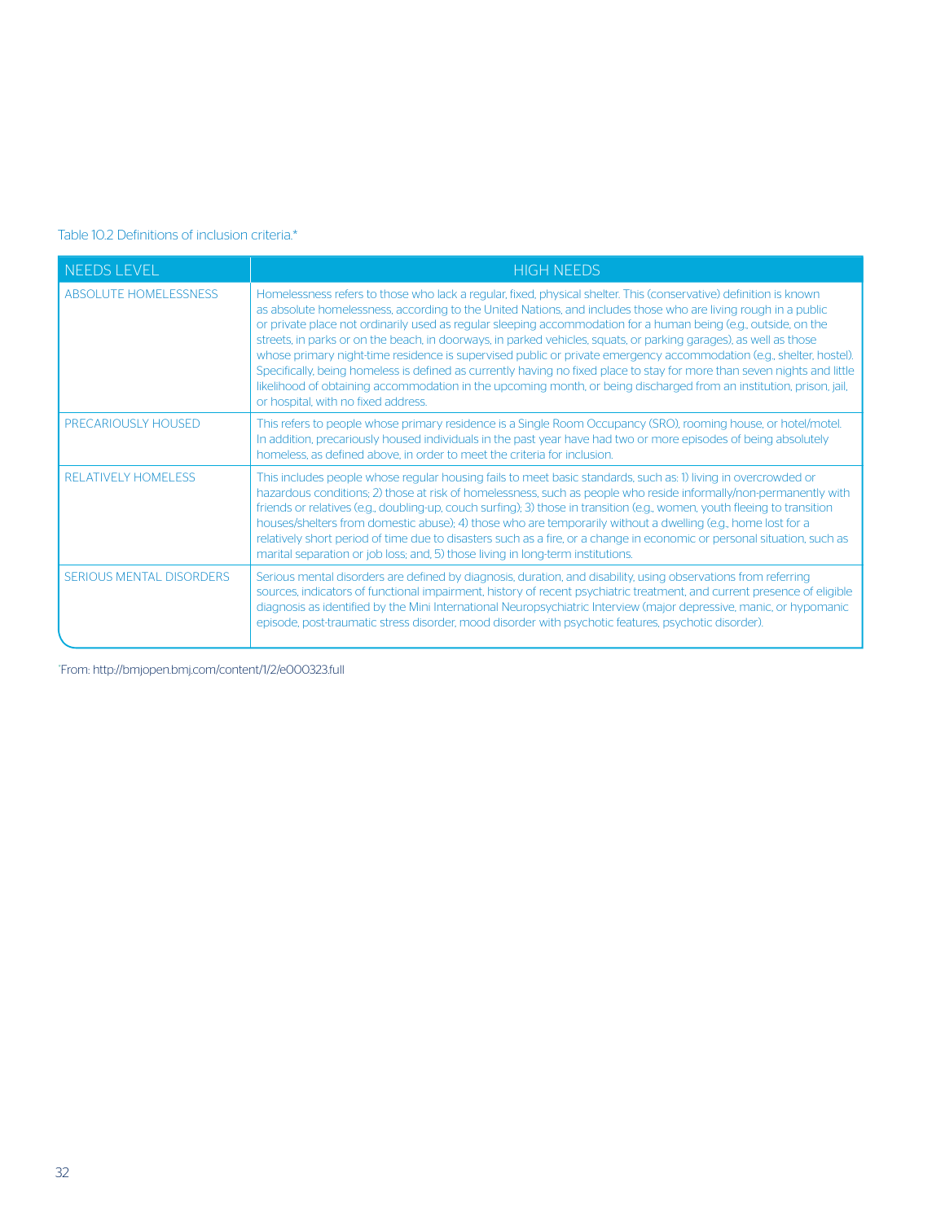Table 10.2 Definitions of inclusion criteria.*

| NEEDS LEVEL | HIGH NEEDS |
|---|---|
| ABSOLUTE HOMELESSNESS | Homelessness refers to those who lack a regular, fixed, physical shelter. This (conservative) definition is known as absolute homelessness, according to the United Nations, and includes those who are living rough in a public or private place not ordinarily used as regular sleeping accommodation for a human being (e.g., outside, on the streets, in parks or on the beach, in doorways, in parked vehicles, squats, or parking garages), as well as those whose primary night-time residence is supervised public or private emergency accommodation (e.g., shelter, hostel). Specifically, being homeless is defined as currently having no fixed place to stay for more than seven nights and little likelihood of obtaining accommodation in the upcoming month, or being discharged from an institution, prison, jail, or hospital, with no fixed address. |
| PRECARIOUSLY HOUSED | This refers to people whose primary residence is a Single Room Occupancy (SRO), rooming house, or hotel/motel. In addition, precariously housed individuals in the past year have had two or more episodes of being absolutely homeless, as defined above, in order to meet the criteria for inclusion. |
| RELATIVELY HOMELESS | This includes people whose regular housing fails to meet basic standards, such as: 1) living in overcrowded or hazardous conditions; 2) those at risk of homelessness, such as people who reside informally/non-permanently with friends or relatives (e.g., doubling-up, couch surfing); 3) those in transition (e.g., women, youth fleeing to transition houses/shelters from domestic abuse); 4) those who are temporarily without a dwelling (e.g., home lost for a relatively short period of time due to disasters such as a fire, or a change in economic or personal situation, such as marital separation or job loss; and, 5) those living in long-term institutions. |
| SERIOUS MENTAL DISORDERS | Serious mental disorders are defined by diagnosis, duration, and disability, using observations from referring sources, indicators of functional impairment, history of recent psychiatric treatment, and current presence of eligible diagnosis as identified by the Mini International Neuropsychiatric Interview (major depressive, manic, or hypomanic episode, post-traumatic stress disorder, mood disorder with psychotic features, psychotic disorder). |

*From: http://bmjopen.bmj.com/content/1/2/e000323.full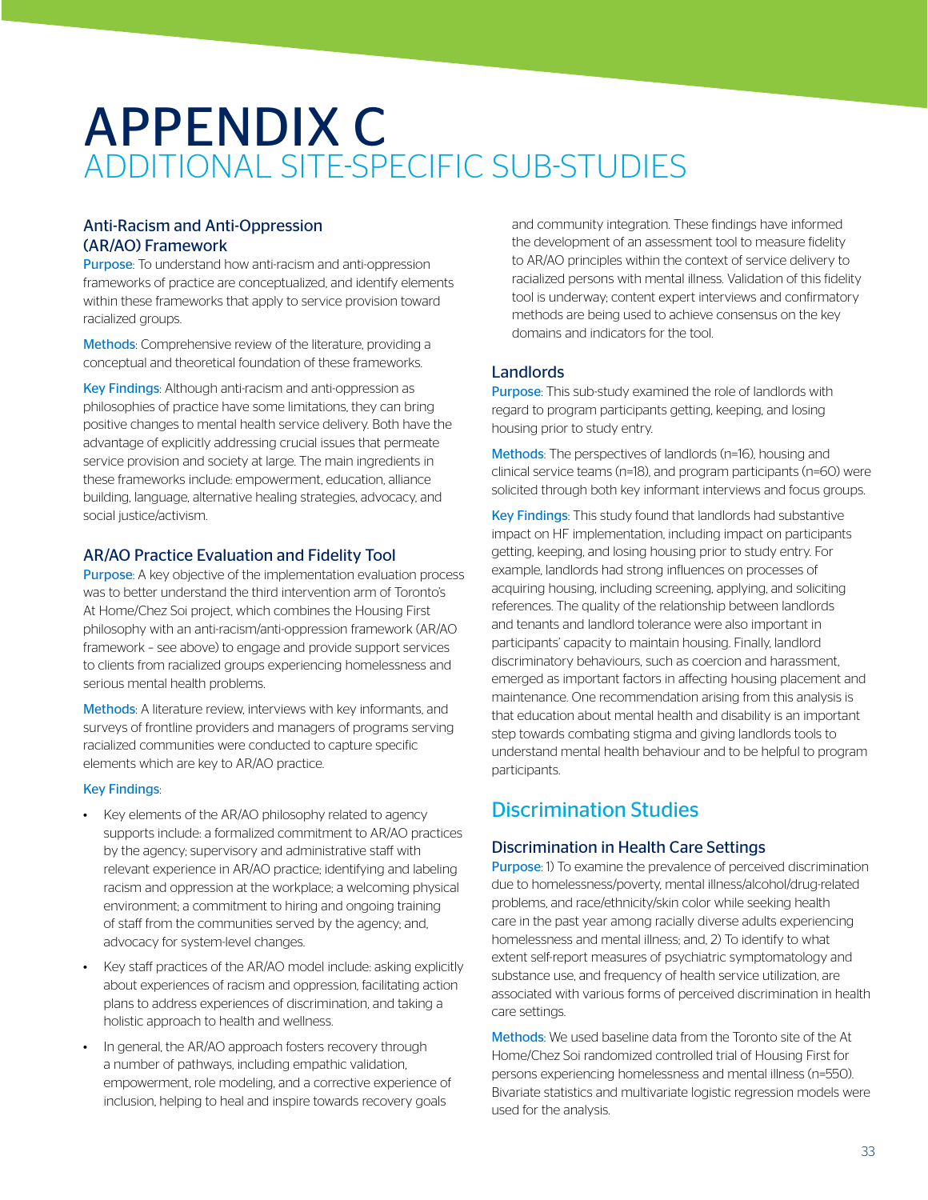# APPENDIX C
## ADDITIONAL SITE-SPECIFIC SUB-STUDIES

### Anti-Racism and Anti-Oppression (AR/AO) Framework

Purpose: To understand how anti-racism and anti-oppression frameworks of practice are conceptualized, and identify elements within these frameworks that apply to service provision toward racialized groups.

Methods: Comprehensive review of the literature, providing a conceptual and theoretical foundation of these frameworks.

Key Findings: Although anti-racism and anti-oppression as philosophies of practice have some limitations, they can bring positive changes to mental health service delivery. Both have the advantage of explicitly addressing crucial issues that permeate service provision and society at large. The main ingredients in these frameworks include: empowerment, education, alliance building, language, alternative healing strategies, advocacy, and social justice/activism.

### AR/AO Practice Evaluation and Fidelity Tool

Purpose: A key objective of the implementation evaluation process was to better understand the third intervention arm of Toronto's At Home/Chez Soi project, which combines the Housing First philosophy with an anti-racism/anti-oppression framework (AR/AO framework – see above) to engage and provide support services to clients from racialized groups experiencing homelessness and serious mental health problems.

Methods: A literature review, interviews with key informants, and surveys of frontline providers and managers of programs serving racialized communities were conducted to capture specific elements which are key to AR/AO practice.

Key Findings:

- Key elements of the AR/AO philosophy related to agency supports include: a formalized commitment to AR/AO practices by the agency; supervisory and administrative staff with relevant experience in AR/AO practice; identifying and labeling racism and oppression at the workplace; a welcoming physical environment; a commitment to hiring and ongoing training of staff from the communities served by the agency; and, advocacy for system-level changes.
- Key staff practices of the AR/AO model include: asking explicitly about experiences of racism and oppression, facilitating action plans to address experiences of discrimination, and taking a holistic approach to health and wellness.
- In general, the AR/AO approach fosters recovery through a number of pathways, including empathic validation, empowerment, role modeling, and a corrective experience of inclusion, helping to heal and inspire towards recovery goals and community integration. These findings have informed the development of an assessment tool to measure fidelity to AR/AO principles within the context of service delivery to racialized persons with mental illness. Validation of this fidelity tool is underway; content expert interviews and confirmatory methods are being used to achieve consensus on the key domains and indicators for the tool.

### Landlords

Purpose: This sub-study examined the role of landlords with regard to program participants getting, keeping, and losing housing prior to study entry.

Methods: The perspectives of landlords (n=16), housing and clinical service teams (n=18), and program participants (n=60) were solicited through both key informant interviews and focus groups.

Key Findings: This study found that landlords had substantive impact on HF implementation, including impact on participants getting, keeping, and losing housing prior to study entry. For example, landlords had strong influences on processes of acquiring housing, including screening, applying, and soliciting references. The quality of the relationship between landlords and tenants and landlord tolerance were also important in participants' capacity to maintain housing. Finally, landlord discriminatory behaviours, such as coercion and harassment, emerged as important factors in affecting housing placement and maintenance. One recommendation arising from this analysis is that education about mental health and disability is an important step towards combating stigma and giving landlords tools to understand mental health behaviour and to be helpful to program participants.

## Discrimination Studies

### Discrimination in Health Care Settings

Purpose: 1) To examine the prevalence of perceived discrimination due to homelessness/poverty, mental illness/alcohol/drug-related problems, and race/ethnicity/skin color while seeking health care in the past year among racially diverse adults experiencing homelessness and mental illness; and, 2) To identify to what extent self-report measures of psychiatric symptomatology and substance use, and frequency of health service utilization, are associated with various forms of perceived discrimination in health care settings.

Methods: We used baseline data from the Toronto site of the At Home/Chez Soi randomized controlled trial of Housing First for persons experiencing homelessness and mental illness (n=550). Bivariate statistics and multivariate logistic regression models were used for the analysis.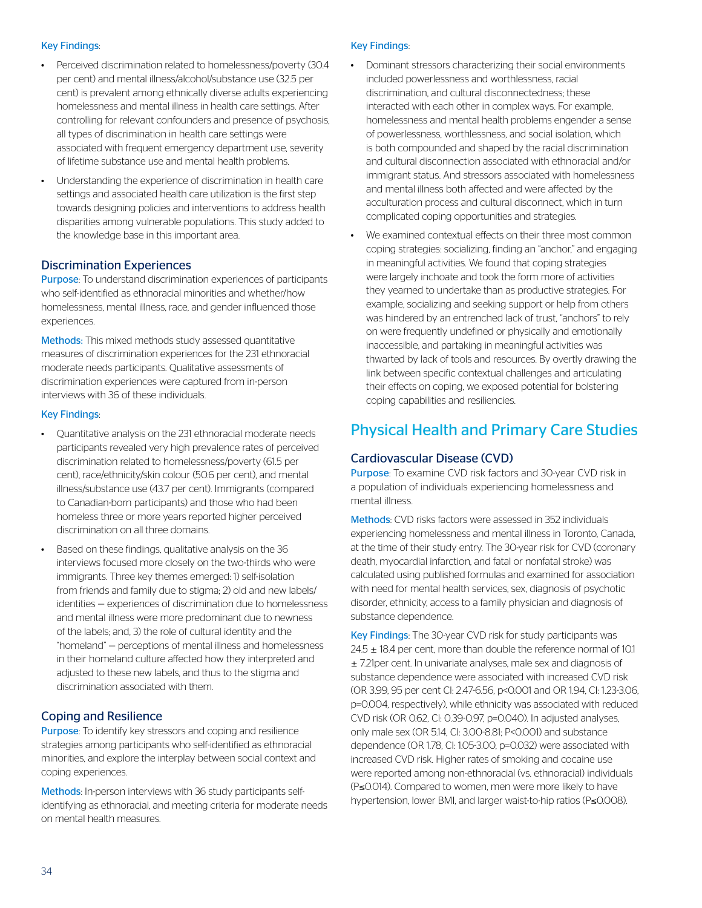Key Findings:

- Perceived discrimination related to homelessness/poverty (30.4 per cent) and mental illness/alcohol/substance use (32.5 per cent) is prevalent among ethnically diverse adults experiencing homelessness and mental illness in health care settings. After controlling for relevant confounders and presence of psychosis, all types of discrimination in health care settings were associated with frequent emergency department use, severity of lifetime substance use and mental health problems.
- Understanding the experience of discrimination in health care settings and associated health care utilization is the first step towards designing policies and interventions to address health disparities among vulnerable populations. This study added to the knowledge base in this important area.

### Discrimination Experiences

Purpose: To understand discrimination experiences of participants who self-identified as ethnoracial minorities and whether/how homelessness, mental illness, race, and gender influenced those experiences.

Methods: This mixed methods study assessed quantitative measures of discrimination experiences for the 231 ethnoracial moderate needs participants. Qualitative assessments of discrimination experiences were captured from in-person interviews with 36 of these individuals.

Key Findings:

- Quantitative analysis on the 231 ethnoracial moderate needs participants revealed very high prevalence rates of perceived discrimination related to homelessness/poverty (61.5 per cent), race/ethnicity/skin colour (50.6 per cent), and mental illness/substance use (43.7 per cent). Immigrants (compared to Canadian-born participants) and those who had been homeless three or more years reported higher perceived discrimination on all three domains.
- Based on these findings, qualitative analysis on the 36 interviews focused more closely on the two-thirds who were immigrants. Three key themes emerged: 1) self-isolation from friends and family due to stigma; 2) old and new labels/identities – experiences of discrimination due to homelessness and mental illness were more predominant due to newness of the labels; and, 3) the role of cultural identity and the "homeland" – perceptions of mental illness and homelessness in their homeland culture affected how they interpreted and adjusted to these new labels, and thus to the stigma and discrimination associated with them.

### Coping and Resilience

Purpose: To identify key stressors and coping and resilience strategies among participants who self-identified as ethnoracial minorities, and explore the interplay between social context and coping experiences.

Methods: In-person interviews with 36 study participants self-identifying as ethnoracial, and meeting criteria for moderate needs on mental health measures.

Key Findings:

- Dominant stressors characterizing their social environments included powerlessness and worthlessness, racial discrimination, and cultural disconnectedness; these interacted with each other in complex ways. For example, homelessness and mental health problems engender a sense of powerlessness, worthlessness, and social isolation, which is both compounded and shaped by the racial discrimination and cultural disconnection associated with ethnoracial and/or immigrant status. And stressors associated with homelessness and mental illness both affected and were affected by the acculturation process and cultural disconnect, which in turn complicated coping opportunities and strategies.
- We examined contextual effects on their three most common coping strategies: socializing, finding an "anchor," and engaging in meaningful activities. We found that coping strategies were largely inchoate and took the form more of activities they yearned to undertake than as productive strategies. For example, socializing and seeking support or help from others was hindered by an entrenched lack of trust, "anchors" to rely on were frequently undefined or physically and emotionally inaccessible, and partaking in meaningful activities was thwarted by lack of tools and resources. By overtly drawing the link between specific contextual challenges and articulating their effects on coping, we exposed potential for bolstering coping capabilities and resiliencies.

## Physical Health and Primary Care Studies

### Cardiovascular Disease (CVD)

Purpose: To examine CVD risk factors and 30-year CVD risk in a population of individuals experiencing homelessness and mental illness.

Methods: CVD risks factors were assessed in 352 individuals experiencing homelessness and mental illness in Toronto, Canada, at the time of their study entry. The 30-year risk for CVD (coronary death, myocardial infarction, and fatal or nonfatal stroke) was calculated using published formulas and examined for association with need for mental health services, sex, diagnosis of psychotic disorder, ethnicity, access to a family physician and diagnosis of substance dependence.

Key Findings: The 30-year CVD risk for study participants was 24.5 ± 18.4 per cent, more than double the reference normal of 10.1 ± 7.21per cent. In univariate analyses, male sex and diagnosis of substance dependence were associated with increased CVD risk (OR 3.99, 95 per cent CI: 2.47-6.56, $p<0.001$ and OR 1.94, CI: 1.23-3.06, $p=0.004$, respectively), while ethnicity was associated with reduced CVD risk (OR 0.62, CI: 0.39-0.97, $p=0.040$). In adjusted analyses, only male sex (OR 5.14, CI: 3.00-8.81; $P<0.001$) and substance dependence (OR 1.78, CI: 1.05-3.00, $p=0.032$) were associated with increased CVD risk. Higher rates of smoking and cocaine use were reported among non-ethnoracial (vs. ethnoracial) individuals ($P\leq0.014$). Compared to women, men were more likely to have hypertension, lower BMI, and larger waist-to-hip ratios ($P\leq0.008$).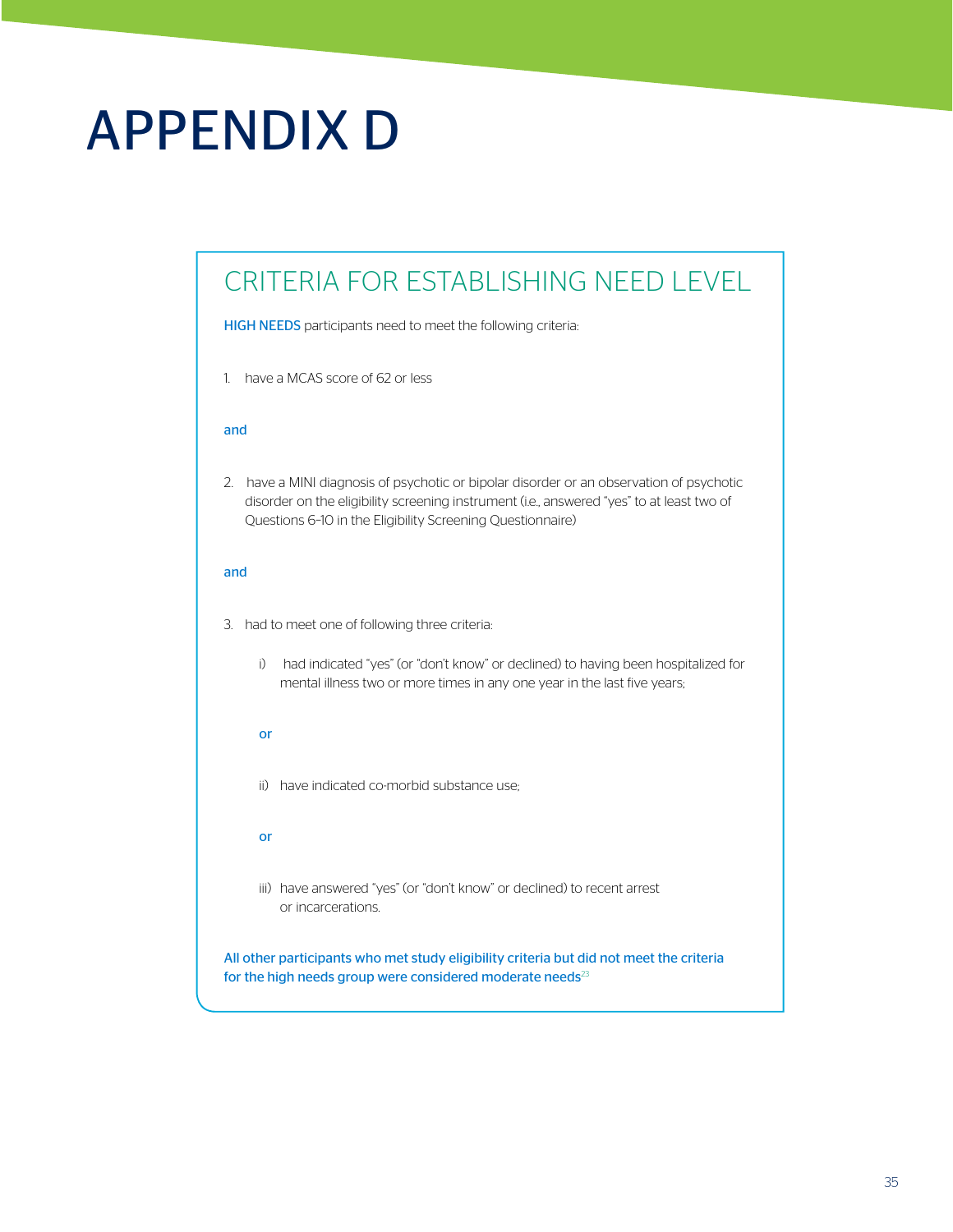# APPENDIX D

## CRITERIA FOR ESTABLISHING NEED LEVEL

HIGH NEEDS participants need to meet the following criteria:

1. have a MCAS score of 62 or less

and

2. have a MINI diagnosis of psychotic or bipolar disorder or an observation of psychotic disorder on the eligibility screening instrument (i.e., answered "yes" to at least two of Questions 6-10 in the Eligibility Screening Questionnaire)

and

3. had to meet one of following three criteria:

   i) had indicated "yes" (or "don't know" or declined) to having been hospitalized for mental illness two or more times in any one year in the last five years;

   or

   ii) have indicated co-morbid substance use;

   or

   iii) have answered "yes" (or "don't know" or declined) to recent arrest or incarcerations.

All other participants who met study eligibility criteria but did not meet the criteria for the high needs group were considered moderate needs[23]